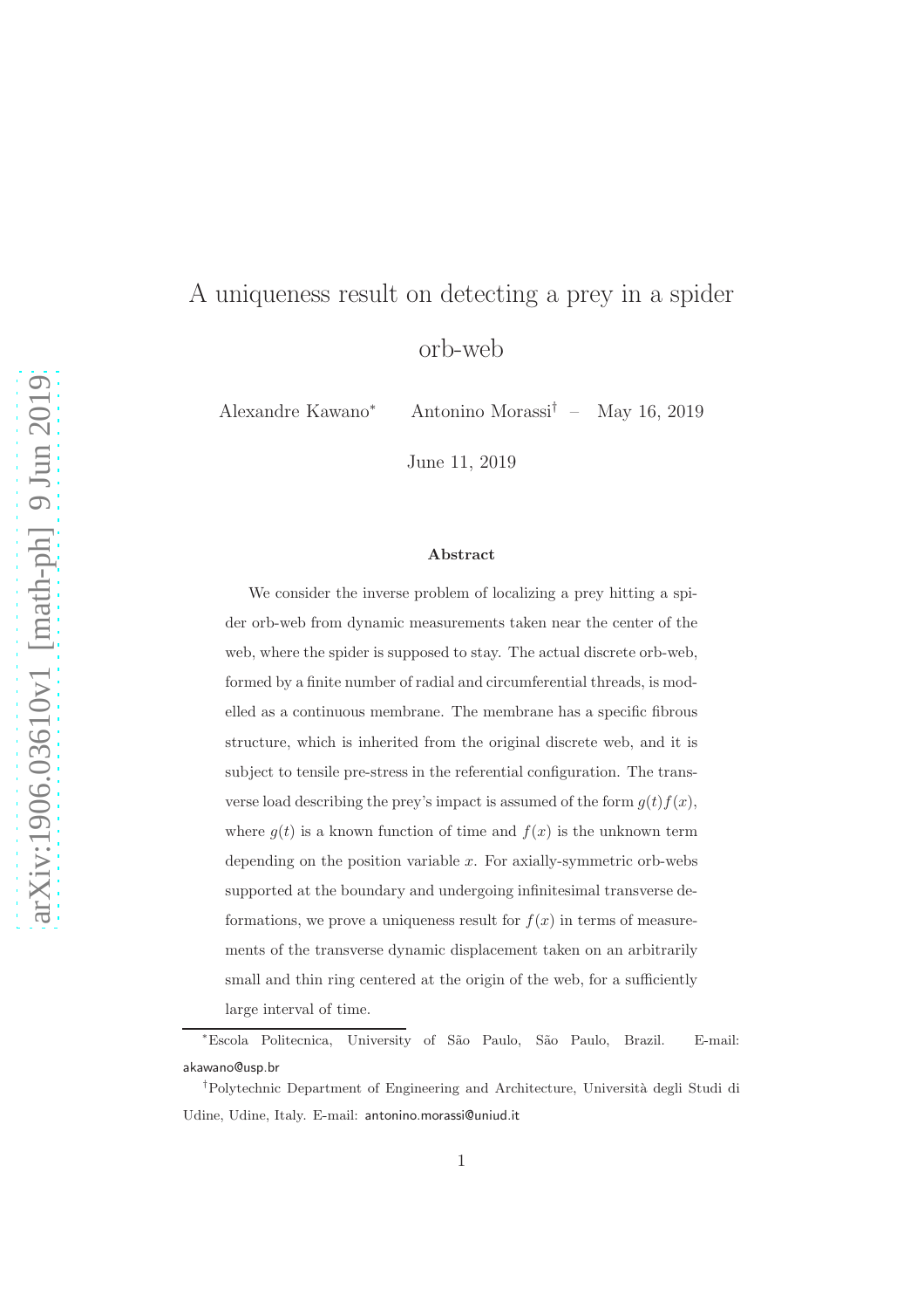# A uniqueness result on detecting a prey in a spider orb-web

Alexandre Kawano[*] Antonino Morassi[†] – May 16, 2019

June 11, 2019

### Abstract

We consider the inverse problem of localizing a prey hitting a spider orb-web from dynamic measurements taken near the center of the web, where the spider is supposed to stay. The actual discrete orb-web, formed by a finite number of radial and circumferential threads, is modelled as a continuous membrane. The membrane has a specific fibrous structure, which is inherited from the original discrete web, and it is subject to tensile pre-stress in the referential configuration. The transverse load describing the prey's impact is assumed of the form $g(t)f(x)$, where $g(t)$ is a known function of time and $f(x)$ is the unknown term depending on the position variable $x$. For axially-symmetric orb-webs supported at the boundary and undergoing infinitesimal transverse deformations, we prove a uniqueness result for $f(x)$ in terms of measurements of the transverse dynamic displacement taken on an arbitrarily small and thin ring centered at the origin of the web, for a sufficiently large interval of time.

---

[*]Escola Politecnica, University of São Paulo, São Paulo, Brazil. E-mail: akawano@usp.br

[†]Polytechnic Department of Engineering and Architecture, Università degli Studi di Udine, Udine, Italy. E-mail: antonino.morassi@uniud.it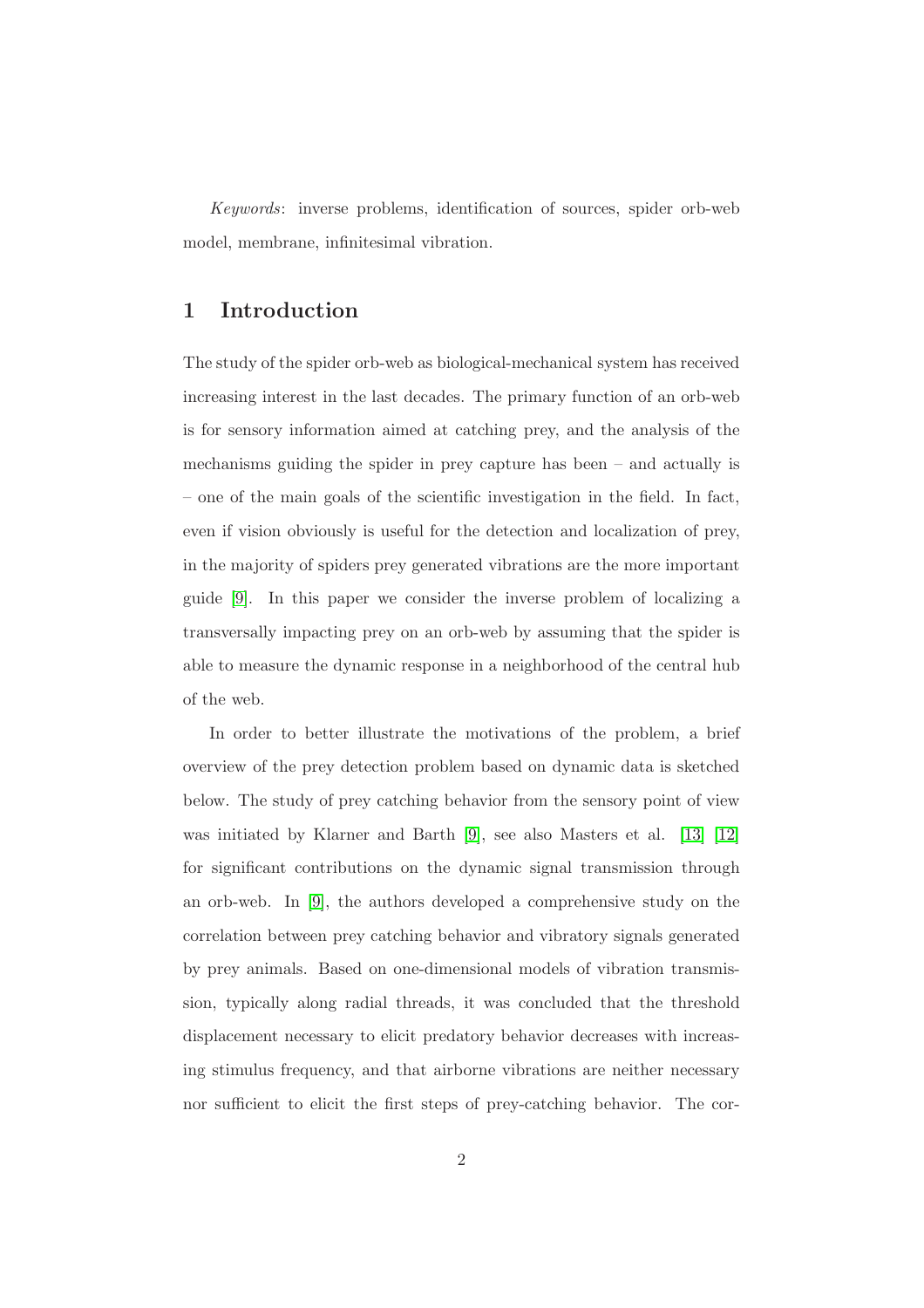*Keywords*: inverse problems, identification of sources, spider orb-web model, membrane, infinitesimal vibration.

## 1 Introduction

The study of the spider orb-web as biological-mechanical system has received increasing interest in the last decades. The primary function of an orb-web is for sensory information aimed at catching prey, and the analysis of the mechanisms guiding the spider in prey capture has been – and actually is – one of the main goals of the scientific investigation in the field. In fact, even if vision obviously is useful for the detection and localization of prey, in the majority of spiders prey generated vibrations are the more important guide [9]. In this paper we consider the inverse problem of localizing a transversally impacting prey on an orb-web by assuming that the spider is able to measure the dynamic response in a neighborhood of the central hub of the web.

In order to better illustrate the motivations of the problem, a brief overview of the prey detection problem based on dynamic data is sketched below. The study of prey catching behavior from the sensory point of view was initiated by Klarner and Barth [9], see also Masters et al. [13] [12] for significant contributions on the dynamic signal transmission through an orb-web. In [9], the authors developed a comprehensive study on the correlation between prey catching behavior and vibratory signals generated by prey animals. Based on one-dimensional models of vibration transmission, typically along radial threads, it was concluded that the threshold displacement necessary to elicit predatory behavior decreases with increasing stimulus frequency, and that airborne vibrations are neither necessary nor sufficient to elicit the first steps of prey-catching behavior. The cor-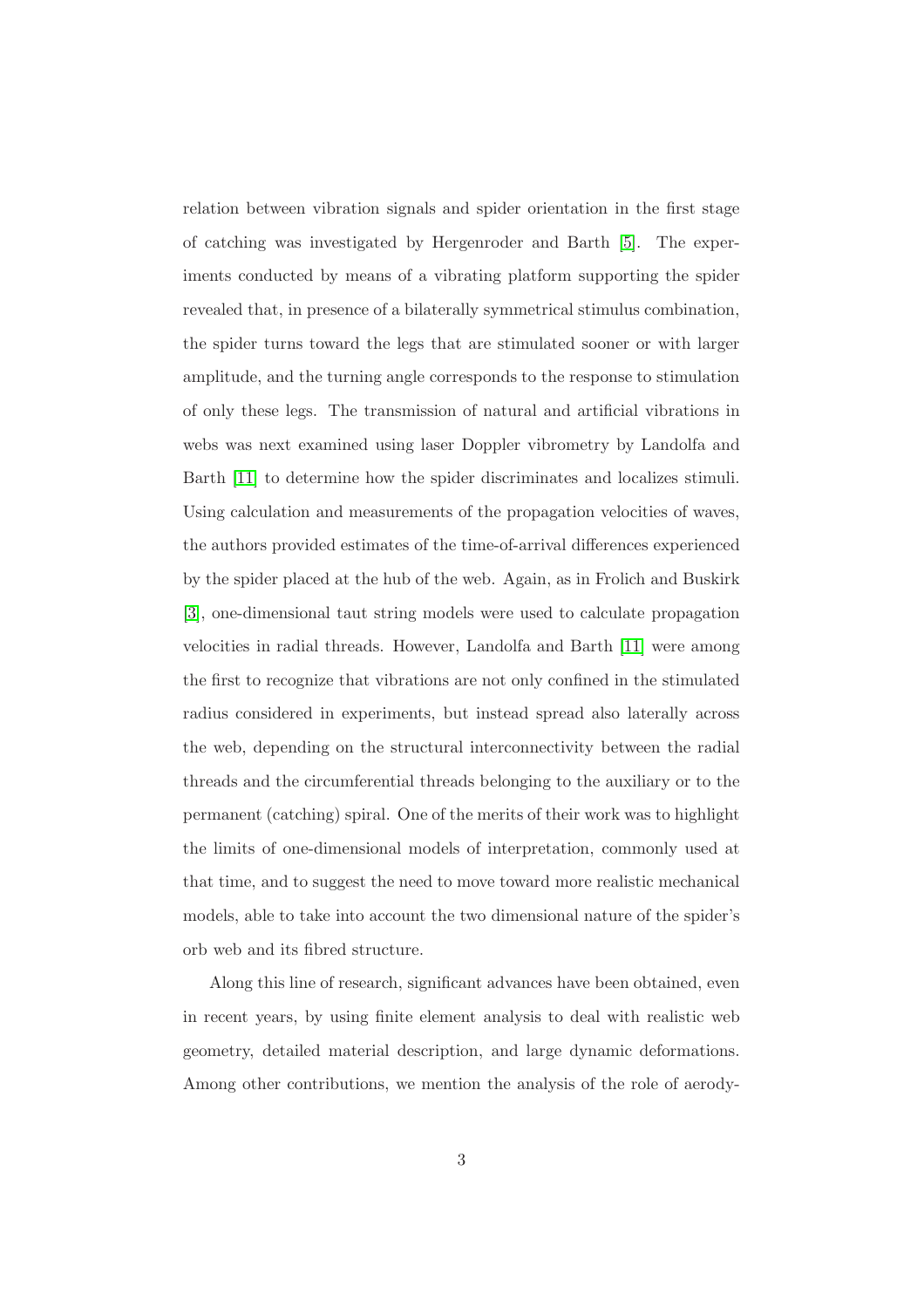relation between vibration signals and spider orientation in the first stage of catching was investigated by Hergenroder and Barth [5]. The experiments conducted by means of a vibrating platform supporting the spider revealed that, in presence of a bilaterally symmetrical stimulus combination, the spider turns toward the legs that are stimulated sooner or with larger amplitude, and the turning angle corresponds to the response to stimulation of only these legs. The transmission of natural and artificial vibrations in webs was next examined using laser Doppler vibrometry by Landolfa and Barth [11] to determine how the spider discriminates and localizes stimuli. Using calculation and measurements of the propagation velocities of waves, the authors provided estimates of the time-of-arrival differences experienced by the spider placed at the hub of the web. Again, as in Frolich and Buskirk [3], one-dimensional taut string models were used to calculate propagation velocities in radial threads. However, Landolfa and Barth [11] were among the first to recognize that vibrations are not only confined in the stimulated radius considered in experiments, but instead spread also laterally across the web, depending on the structural interconnectivity between the radial threads and the circumferential threads belonging to the auxiliary or to the permanent (catching) spiral. One of the merits of their work was to highlight the limits of one-dimensional models of interpretation, commonly used at that time, and to suggest the need to move toward more realistic mechanical models, able to take into account the two dimensional nature of the spider's orb web and its fibred structure.

Along this line of research, significant advances have been obtained, even in recent years, by using finite element analysis to deal with realistic web geometry, detailed material description, and large dynamic deformations. Among other contributions, we mention the analysis of the role of aerody-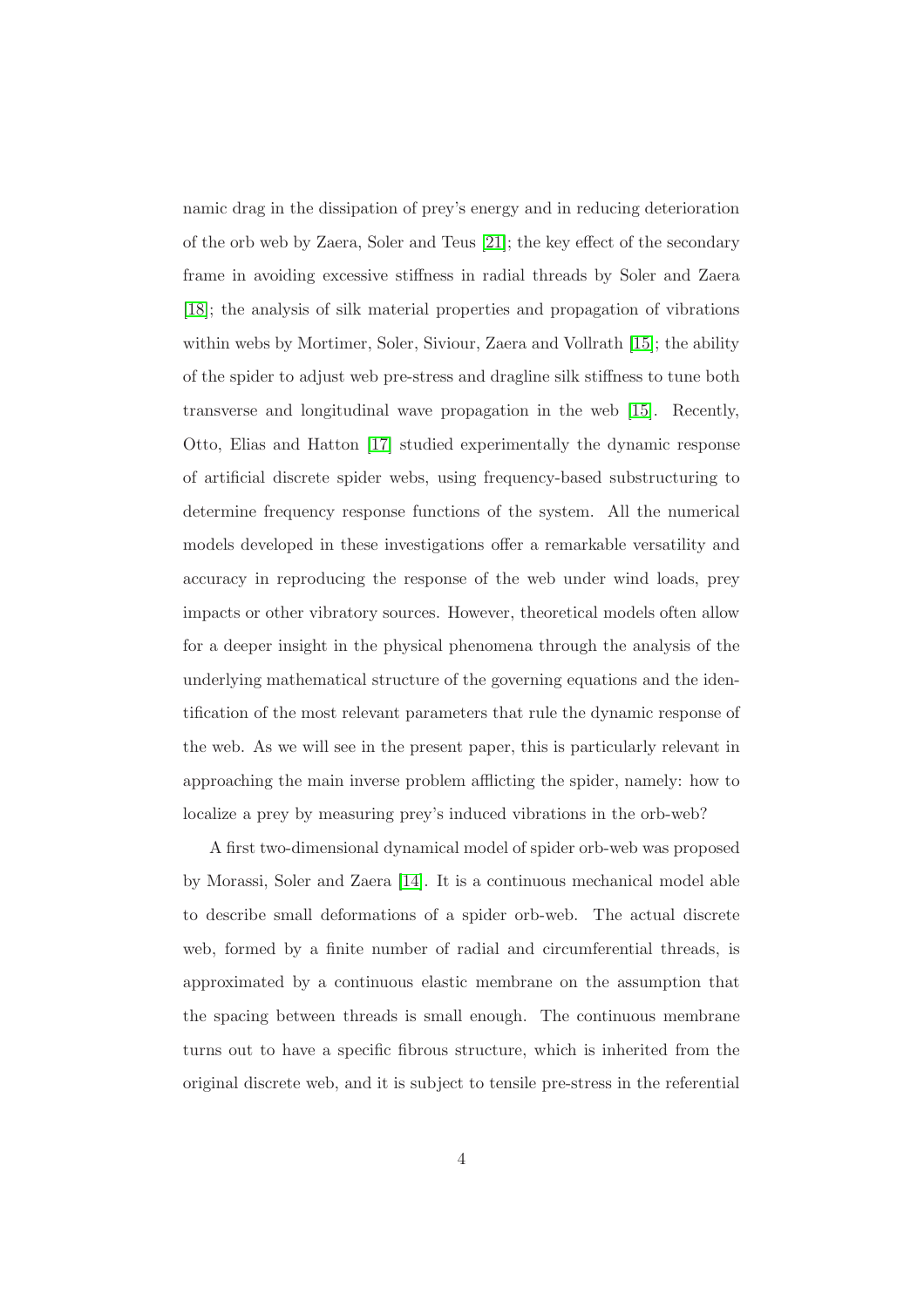namic drag in the dissipation of prey's energy and in reducing deterioration of the orb web by Zaera, Soler and Teus [21]; the key effect of the secondary frame in avoiding excessive stiffness in radial threads by Soler and Zaera [18]; the analysis of silk material properties and propagation of vibrations within webs by Mortimer, Soler, Siviour, Zaera and Vollrath [15]; the ability of the spider to adjust web pre-stress and dragline silk stiffness to tune both transverse and longitudinal wave propagation in the web [15]. Recently, Otto, Elias and Hatton [17] studied experimentally the dynamic response of artificial discrete spider webs, using frequency-based substructuring to determine frequency response functions of the system. All the numerical models developed in these investigations offer a remarkable versatility and accuracy in reproducing the response of the web under wind loads, prey impacts or other vibratory sources. However, theoretical models often allow for a deeper insight in the physical phenomena through the analysis of the underlying mathematical structure of the governing equations and the identification of the most relevant parameters that rule the dynamic response of the web. As we will see in the present paper, this is particularly relevant in approaching the main inverse problem afflicting the spider, namely: how to localize a prey by measuring prey's induced vibrations in the orb-web?

A first two-dimensional dynamical model of spider orb-web was proposed by Morassi, Soler and Zaera [14]. It is a continuous mechanical model able to describe small deformations of a spider orb-web. The actual discrete web, formed by a finite number of radial and circumferential threads, is approximated by a continuous elastic membrane on the assumption that the spacing between threads is small enough. The continuous membrane turns out to have a specific fibrous structure, which is inherited from the original discrete web, and it is subject to tensile pre-stress in the referential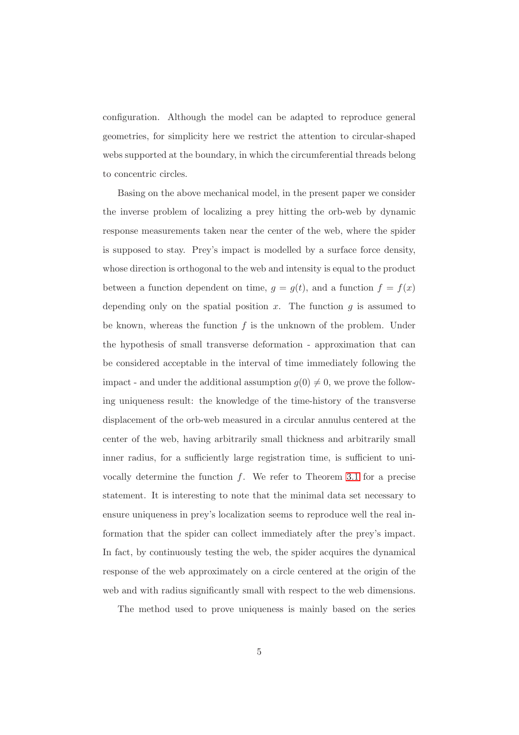configuration. Although the model can be adapted to reproduce general geometries, for simplicity here we restrict the attention to circular-shaped webs supported at the boundary, in which the circumferential threads belong to concentric circles.

Basing on the above mechanical model, in the present paper we consider the inverse problem of localizing a prey hitting the orb-web by dynamic response measurements taken near the center of the web, where the spider is supposed to stay. Prey's impact is modelled by a surface force density, whose direction is orthogonal to the web and intensity is equal to the product between a function dependent on time, $g = g(t)$, and a function $f = f(x)$ depending only on the spatial position $x$. The function $g$ is assumed to be known, whereas the function $f$ is the unknown of the problem. Under the hypothesis of small transverse deformation - approximation that can be considered acceptable in the interval of time immediately following the impact - and under the additional assumption $g(0) \neq 0$, we prove the following uniqueness result: the knowledge of the time-history of the transverse displacement of the orb-web measured in a circular annulus centered at the center of the web, having arbitrarily small thickness and arbitrarily small inner radius, for a sufficiently large registration time, is sufficient to univocally determine the function $f$. We refer to Theorem 3.1 for a precise statement. It is interesting to note that the minimal data set necessary to ensure uniqueness in prey's localization seems to reproduce well the real information that the spider can collect immediately after the prey's impact. In fact, by continuously testing the web, the spider acquires the dynamical response of the web approximately on a circle centered at the origin of the web and with radius significantly small with respect to the web dimensions.

The method used to prove uniqueness is mainly based on the series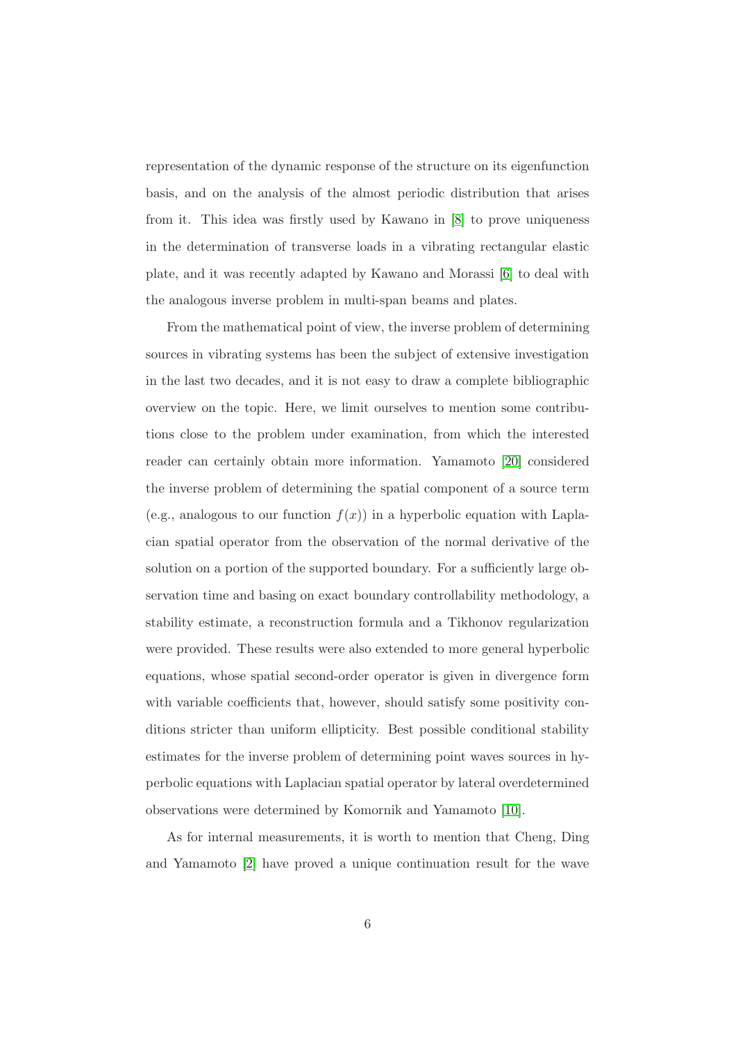representation of the dynamic response of the structure on its eigenfunction basis, and on the analysis of the almost periodic distribution that arises from it. This idea was firstly used by Kawano in [8] to prove uniqueness in the determination of transverse loads in a vibrating rectangular elastic plate, and it was recently adapted by Kawano and Morassi [6] to deal with the analogous inverse problem in multi-span beams and plates.

From the mathematical point of view, the inverse problem of determining sources in vibrating systems has been the subject of extensive investigation in the last two decades, and it is not easy to draw a complete bibliographic overview on the topic. Here, we limit ourselves to mention some contributions close to the problem under examination, from which the interested reader can certainly obtain more information. Yamamoto [20] considered the inverse problem of determining the spatial component of a source term (e.g., analogous to our function $f(x)$) in a hyperbolic equation with Laplacian spatial operator from the observation of the normal derivative of the solution on a portion of the supported boundary. For a sufficiently large observation time and basing on exact boundary controllability methodology, a stability estimate, a reconstruction formula and a Tikhonov regularization were provided. These results were also extended to more general hyperbolic equations, whose spatial second-order operator is given in divergence form with variable coefficients that, however, should satisfy some positivity conditions stricter than uniform ellipticity. Best possible conditional stability estimates for the inverse problem of determining point waves sources in hyperbolic equations with Laplacian spatial operator by lateral overdetermined observations were determined by Komornik and Yamamoto [10].

As for internal measurements, it is worth to mention that Cheng, Ding and Yamamoto [2] have proved a unique continuation result for the wave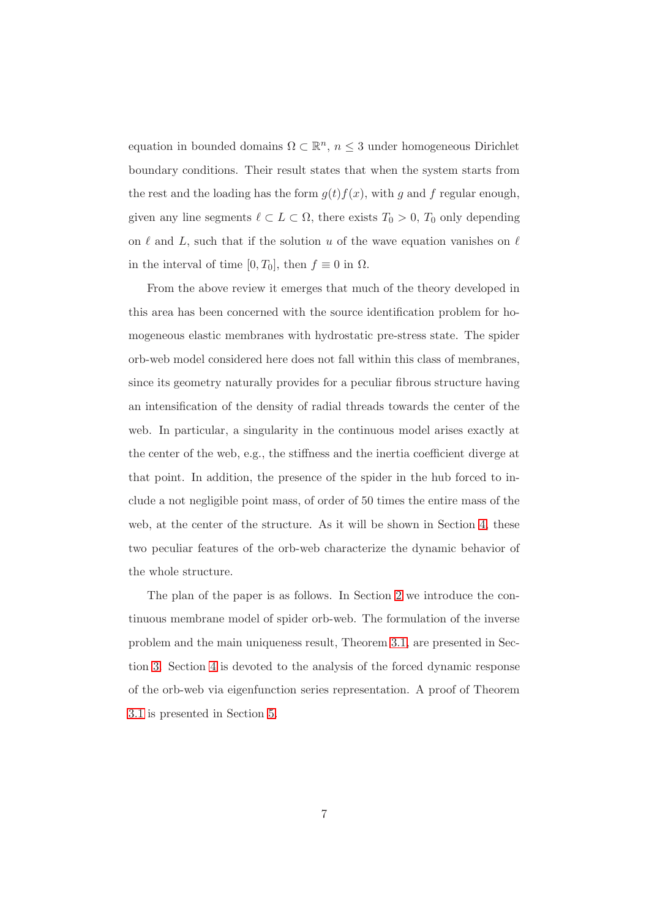equation in bounded domains $\Omega \subset \mathbb{R}^n$, $n \leq 3$ under homogeneous Dirichlet boundary conditions. Their result states that when the system starts from the rest and the loading has the form $g(t)f(x)$, with $g$ and $f$ regular enough, given any line segments $\ell \subset L \subset \Omega$, there exists $T_0 > 0$, $T_0$ only depending on $\ell$ and $L$, such that if the solution $u$ of the wave equation vanishes on $\ell$ in the interval of time $[0, T_0]$, then $f \equiv 0$ in $\Omega$.

From the above review it emerges that much of the theory developed in this area has been concerned with the source identification problem for homogeneous elastic membranes with hydrostatic pre-stress state. The spider orb-web model considered here does not fall within this class of membranes, since its geometry naturally provides for a peculiar fibrous structure having an intensification of the density of radial threads towards the center of the web. In particular, a singularity in the continuous model arises exactly at the center of the web, e.g., the stiffness and the inertia coefficient diverge at that point. In addition, the presence of the spider in the hub forced to include a not negligible point mass, of order of 50 times the entire mass of the web, at the center of the structure. As it will be shown in Section 4, these two peculiar features of the orb-web characterize the dynamic behavior of the whole structure.

The plan of the paper is as follows. In Section 2 we introduce the continuous membrane model of spider orb-web. The formulation of the inverse problem and the main uniqueness result, Theorem 3.1, are presented in Section 3. Section 4 is devoted to the analysis of the forced dynamic response of the orb-web via eigenfunction series representation. A proof of Theorem 3.1 is presented in Section 5.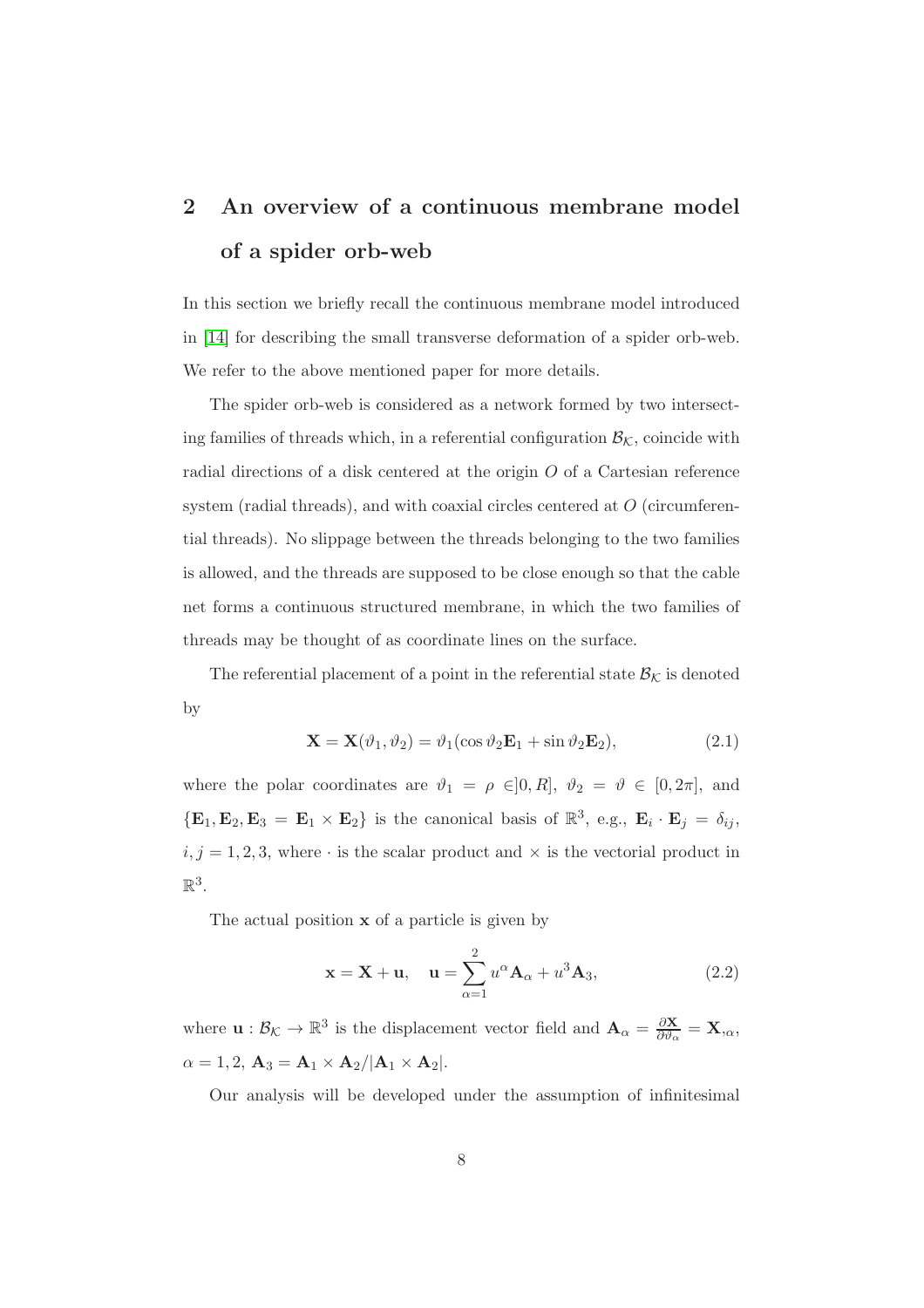## 2 An overview of a continuous membrane model of a spider orb-web

In this section we briefly recall the continuous membrane model introduced in [14] for describing the small transverse deformation of a spider orb-web. We refer to the above mentioned paper for more details.

The spider orb-web is considered as a network formed by two intersecting families of threads which, in a referential configuration $\mathcal{B}_{\mathcal{K}}$, coincide with radial directions of a disk centered at the origin $O$ of a Cartesian reference system (radial threads), and with coaxial circles centered at $O$ (circumferential threads). No slippage between the threads belonging to the two families is allowed, and the threads are supposed to be close enough so that the cable net forms a continuous structured membrane, in which the two families of threads may be thought of as coordinate lines on the surface.

The referential placement of a point in the referential state $\mathcal{B}_{\mathcal{K}}$ is denoted by

$$\mathbf{X} = \mathbf{X}(\vartheta_1, \vartheta_2) = \vartheta_1(\cos\vartheta_2 \mathbf{E}_1 + \sin\vartheta_2 \mathbf{E}_2), \tag{2.1}$$

where the polar coordinates are $\vartheta_1 = \rho \in ]0, R]$, $\vartheta_2 = \vartheta \in [0, 2\pi]$, and $\{\mathbf{E}_1, \mathbf{E}_2, \mathbf{E}_3 = \mathbf{E}_1 \times \mathbf{E}_2\}$ is the canonical basis of $\mathbb{R}^3$, e.g., $\mathbf{E}_i \cdot \mathbf{E}_j = \delta_{ij}$, $i, j = 1, 2, 3$, where $\cdot$ is the scalar product and $\times$ is the vectorial product in $\mathbb{R}^3$.

The actual position $\mathbf{x}$ of a particle is given by

$$\mathbf{x} = \mathbf{X} + \mathbf{u}, \quad \mathbf{u} = \sum_{\alpha=1}^{2} u^\alpha \mathbf{A}_\alpha + u^3 \mathbf{A}_3, \tag{2.2}$$

where $\mathbf{u} : \mathcal{B}_{\mathcal{K}} \to \mathbb{R}^3$ is the displacement vector field and $\mathbf{A}_\alpha = \frac{\partial \mathbf{X}}{\partial \vartheta_\alpha} = \mathbf{X}_{,\alpha}$, $\alpha = 1, 2$, $\mathbf{A}_3 = \mathbf{A}_1 \times \mathbf{A}_2 / |\mathbf{A}_1 \times \mathbf{A}_2|$.

Our analysis will be developed under the assumption of infinitesimal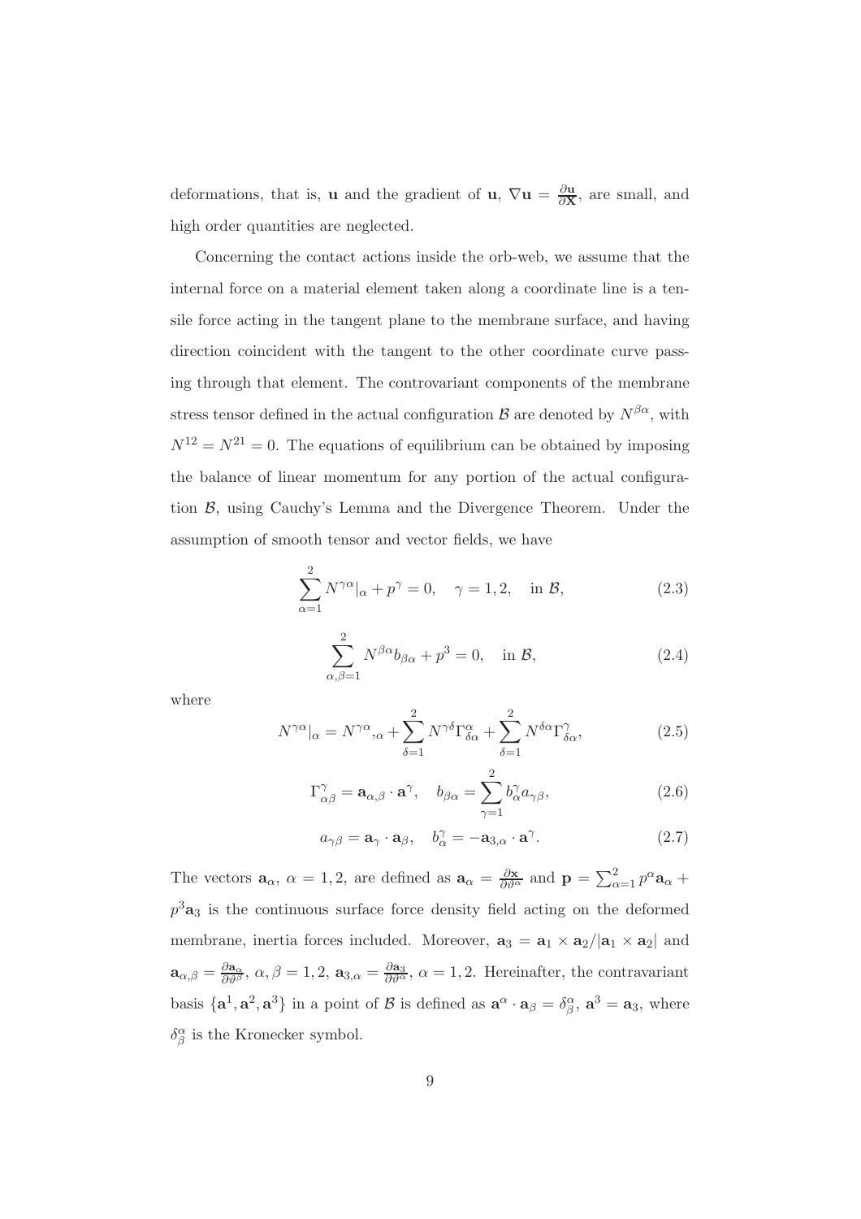deformations, that is, $\mathbf{u}$ and the gradient of $\mathbf{u}$, $\nabla \mathbf{u} = \frac{\partial \mathbf{u}}{\partial \mathbf{X}}$, are small, and high order quantities are neglected.

Concerning the contact actions inside the orb-web, we assume that the internal force on a material element taken along a coordinate line is a tensile force acting in the tangent plane to the membrane surface, and having direction coincident with the tangent to the other coordinate curve passing through that element. The controvariant components of the membrane stress tensor defined in the actual configuration $\mathcal{B}$ are denoted by $N^{\beta\alpha}$, with $N^{12} = N^{21} = 0$. The equations of equilibrium can be obtained by imposing the balance of linear momentum for any portion of the actual configuration $\mathcal{B}$, using Cauchy's Lemma and the Divergence Theorem. Under the assumption of smooth tensor and vector fields, we have

$$\sum_{\alpha=1}^{2} N^{\gamma\alpha}|_{\alpha} + p^{\gamma} = 0, \quad \gamma = 1, 2, \quad \text{in } \mathcal{B}, \tag{2.3}$$

$$\sum_{\alpha,\beta=1}^{2} N^{\beta\alpha} b_{\beta\alpha} + p^{3} = 0, \quad \text{in } \mathcal{B}, \tag{2.4}$$

where

$$N^{\gamma\alpha}|_{\alpha} = N^{\gamma\alpha}{}_{,\alpha} + \sum_{\delta=1}^{2} N^{\gamma\delta}\Gamma^{\alpha}_{\delta\alpha} + \sum_{\delta=1}^{2} N^{\delta\alpha}\Gamma^{\gamma}_{\delta\alpha}, \tag{2.5}$$

$$\Gamma^{\gamma}_{\alpha\beta} = \mathbf{a}_{\alpha,\beta} \cdot \mathbf{a}^{\gamma}, \quad b_{\beta\alpha} = \sum_{\gamma=1}^{2} b^{\gamma}_{\alpha} a_{\gamma\beta}, \tag{2.6}$$

$$a_{\gamma\beta} = \mathbf{a}_{\gamma} \cdot \mathbf{a}_{\beta}, \quad b^{\gamma}_{\alpha} = -\mathbf{a}_{3,\alpha} \cdot \mathbf{a}^{\gamma}. \tag{2.7}$$

The vectors $\mathbf{a}_{\alpha}$, $\alpha = 1, 2$, are defined as $\mathbf{a}_{\alpha} = \frac{\partial \mathbf{x}}{\partial \vartheta^{\alpha}}$ and $\mathbf{p} = \sum_{\alpha=1}^{2} p^{\alpha}\mathbf{a}_{\alpha} + p^{3}\mathbf{a}_{3}$ is the continuous surface force density field acting on the deformed membrane, inertia forces included. Moreover, $\mathbf{a}_{3} = \mathbf{a}_{1} \times \mathbf{a}_{2} / |\mathbf{a}_{1} \times \mathbf{a}_{2}|$ and $\mathbf{a}_{\alpha,\beta} = \frac{\partial \mathbf{a}_{\alpha}}{\partial \vartheta^{\beta}}$, $\alpha, \beta = 1, 2$, $\mathbf{a}_{3,\alpha} = \frac{\partial \mathbf{a}_{3}}{\partial \vartheta^{\alpha}}$, $\alpha = 1, 2$. Hereinafter, the contravariant basis $\{\mathbf{a}^{1}, \mathbf{a}^{2}, \mathbf{a}^{3}\}$ in a point of $\mathcal{B}$ is defined as $\mathbf{a}^{\alpha} \cdot \mathbf{a}_{\beta} = \delta^{\alpha}_{\beta}$, $\mathbf{a}^{3} = \mathbf{a}_{3}$, where $\delta^{\alpha}_{\beta}$ is the Kronecker symbol.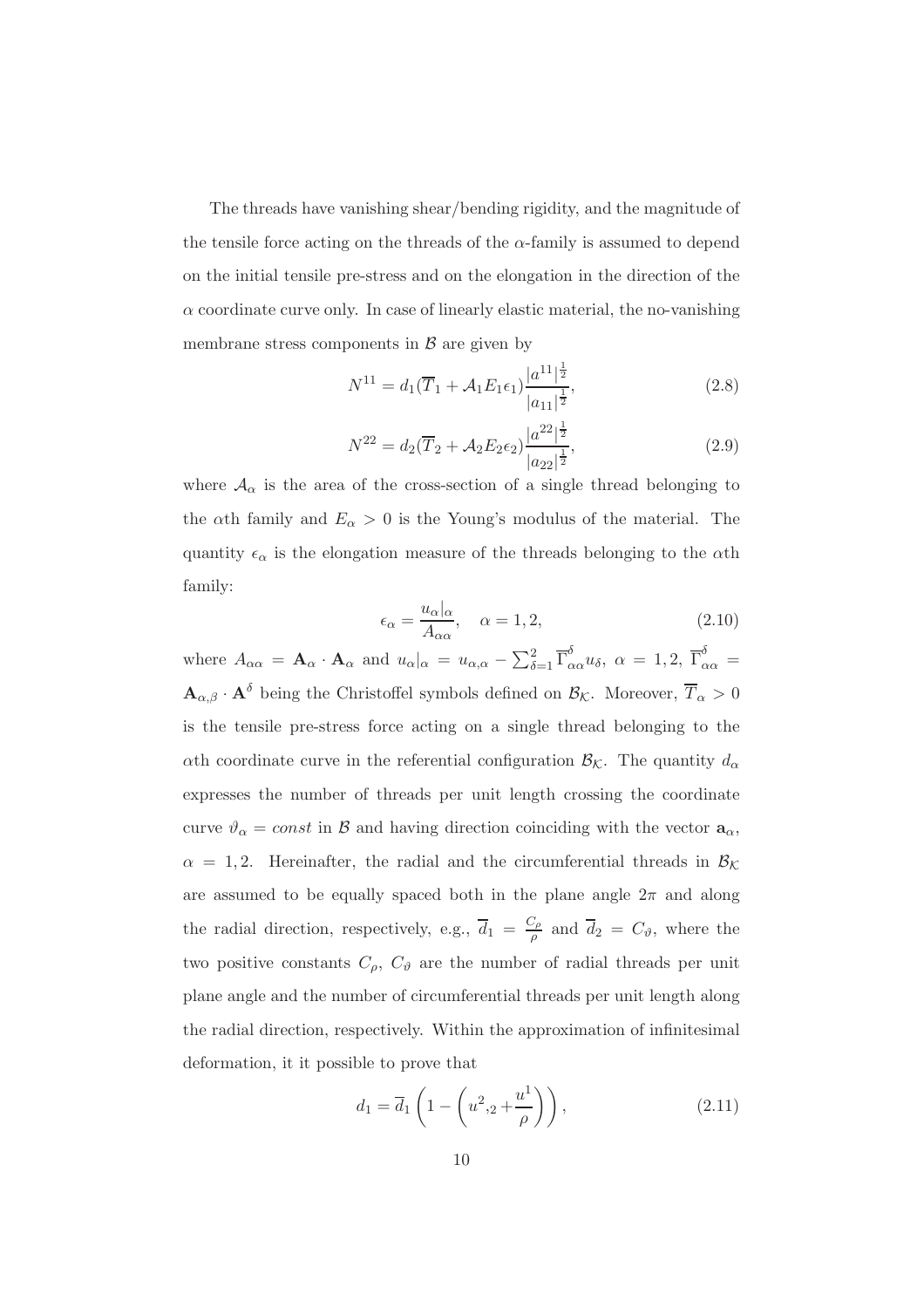The threads have vanishing shear/bending rigidity, and the magnitude of the tensile force acting on the threads of the $\alpha$-family is assumed to depend on the initial tensile pre-stress and on the elongation in the direction of the $\alpha$ coordinate curve only. In case of linearly elastic material, the no-vanishing membrane stress components in $\mathcal{B}$ are given by

$$N^{11} = d_1(\overline{T}_1 + \mathcal{A}_1 E_1 \epsilon_1)\frac{|a^{11}|^{\frac{1}{2}}}{|a_{11}|^{\frac{1}{2}}}, \tag{2.8}$$

$$N^{22} = d_2(\overline{T}_2 + \mathcal{A}_2 E_2 \epsilon_2)\frac{|a^{22}|^{\frac{1}{2}}}{|a_{22}|^{\frac{1}{2}}}, \tag{2.9}$$

where $\mathcal{A}_\alpha$ is the area of the cross-section of a single thread belonging to the $\alpha$th family and $E_\alpha > 0$ is the Young's modulus of the material. The quantity $\epsilon_\alpha$ is the elongation measure of the threads belonging to the $\alpha$th family:

$$\epsilon_\alpha = \frac{u_\alpha|_\alpha}{A_{\alpha\alpha}}, \quad \alpha = 1, 2, \tag{2.10}$$

where $A_{\alpha\alpha} = \mathbf{A}_\alpha \cdot \mathbf{A}_\alpha$ and $u_\alpha|_\alpha = u_{\alpha,\alpha} - \sum_{\delta=1}^{2} \overline{\Gamma}^{\delta}_{\alpha\alpha} u_\delta$, $\alpha = 1, 2$, $\overline{\Gamma}^{\delta}_{\alpha\alpha} = \mathbf{A}_{\alpha,\beta} \cdot \mathbf{A}^\delta$ being the Christoffel symbols defined on $\mathcal{B}_\mathcal{K}$. Moreover, $\overline{T}_\alpha > 0$ is the tensile pre-stress force acting on a single thread belonging to the $\alpha$th coordinate curve in the referential configuration $\mathcal{B}_\mathcal{K}$. The quantity $d_\alpha$ expresses the number of threads per unit length crossing the coordinate curve $\vartheta_\alpha = const$ in $\mathcal{B}$ and having direction coinciding with the vector $\mathbf{a}_\alpha$, $\alpha = 1, 2$. Hereinafter, the radial and the circumferential threads in $\mathcal{B}_\mathcal{K}$ are assumed to be equally spaced both in the plane angle $2\pi$ and along the radial direction, respectively, e.g., $\overline{d}_1 = \frac{C_\rho}{\rho}$ and $\overline{d}_2 = C_\vartheta$, where the two positive constants $C_\rho$, $C_\vartheta$ are the number of radial threads per unit plane angle and the number of circumferential threads per unit length along the radial direction, respectively. Within the approximation of infinitesimal deformation, it it possible to prove that

$$d_1 = \overline{d}_1 \left(1 - \left(u^2{}_{,2} + \frac{u^1}{\rho}\right)\right), \tag{2.11}$$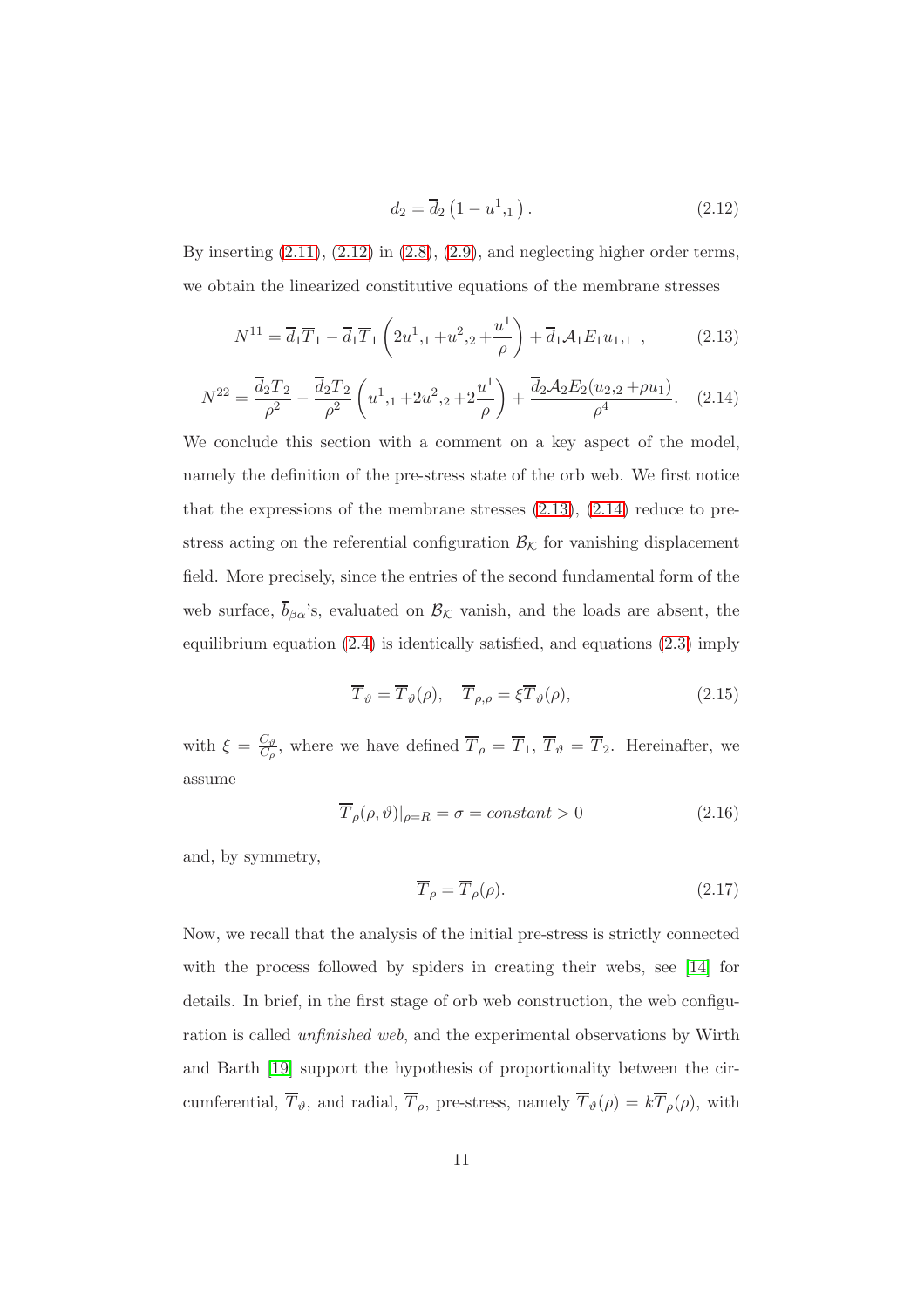$$d_2 = \overline{d}_2 \left(1 - u^1{}_{,1}\right). \tag{2.12}$$

By inserting (2.11), (2.12) in (2.8), (2.9), and neglecting higher order terms, we obtain the linearized constitutive equations of the membrane stresses

$$N^{11} = \overline{d}_1 \overline{T}_1 - \overline{d}_1 \overline{T}_1 \left(2u^1{}_{,1} + u^2{}_{,2} + \frac{u^1}{\rho}\right) + \overline{d}_1 \mathcal{A}_1 E_1 u_{1,1} \ , \tag{2.13}$$

$$N^{22} = \frac{\overline{d}_2 \overline{T}_2}{\rho^2} - \frac{\overline{d}_2 \overline{T}_2}{\rho^2} \left(u^1{}_{,1} + 2u^2{}_{,2} + 2\frac{u^1}{\rho}\right) + \frac{\overline{d}_2 \mathcal{A}_2 E_2 (u_{2,2} + \rho u_1)}{\rho^4}. \tag{2.14}$$

We conclude this section with a comment on a key aspect of the model, namely the definition of the pre-stress state of the orb web. We first notice that the expressions of the membrane stresses (2.13), (2.14) reduce to pre-stress acting on the referential configuration $\mathcal{B}_{\mathcal{K}}$ for vanishing displacement field. More precisely, since the entries of the second fundamental form of the web surface, $\overline{b}_{\beta\alpha}$'s, evaluated on $\mathcal{B}_{\mathcal{K}}$ vanish, and the loads are absent, the equilibrium equation (2.4) is identically satisfied, and equations (2.3) imply

$$\overline{T}_\vartheta = \overline{T}_\vartheta(\rho), \quad \overline{T}_{\rho,\rho} = \xi \overline{T}_\vartheta(\rho), \tag{2.15}$$

with $\xi = \frac{C_\vartheta}{C_\rho}$, where we have defined $\overline{T}_\rho = \overline{T}_1$, $\overline{T}_\vartheta = \overline{T}_2$. Hereinafter, we assume

$$\overline{T}_\rho(\rho, \vartheta)|_{\rho=R} = \sigma = constant > 0 \tag{2.16}$$

and, by symmetry,

$$\overline{T}_\rho = \overline{T}_\rho(\rho). \tag{2.17}$$

Now, we recall that the analysis of the initial pre-stress is strictly connected with the process followed by spiders in creating their webs, see [14] for details. In brief, in the first stage of orb web construction, the web configuration is called *unfinished web*, and the experimental observations by Wirth and Barth [19] support the hypothesis of proportionality between the circumferential, $\overline{T}_\vartheta$, and radial, $\overline{T}_\rho$, pre-stress, namely $\overline{T}_\vartheta(\rho) = k\overline{T}_\rho(\rho)$, with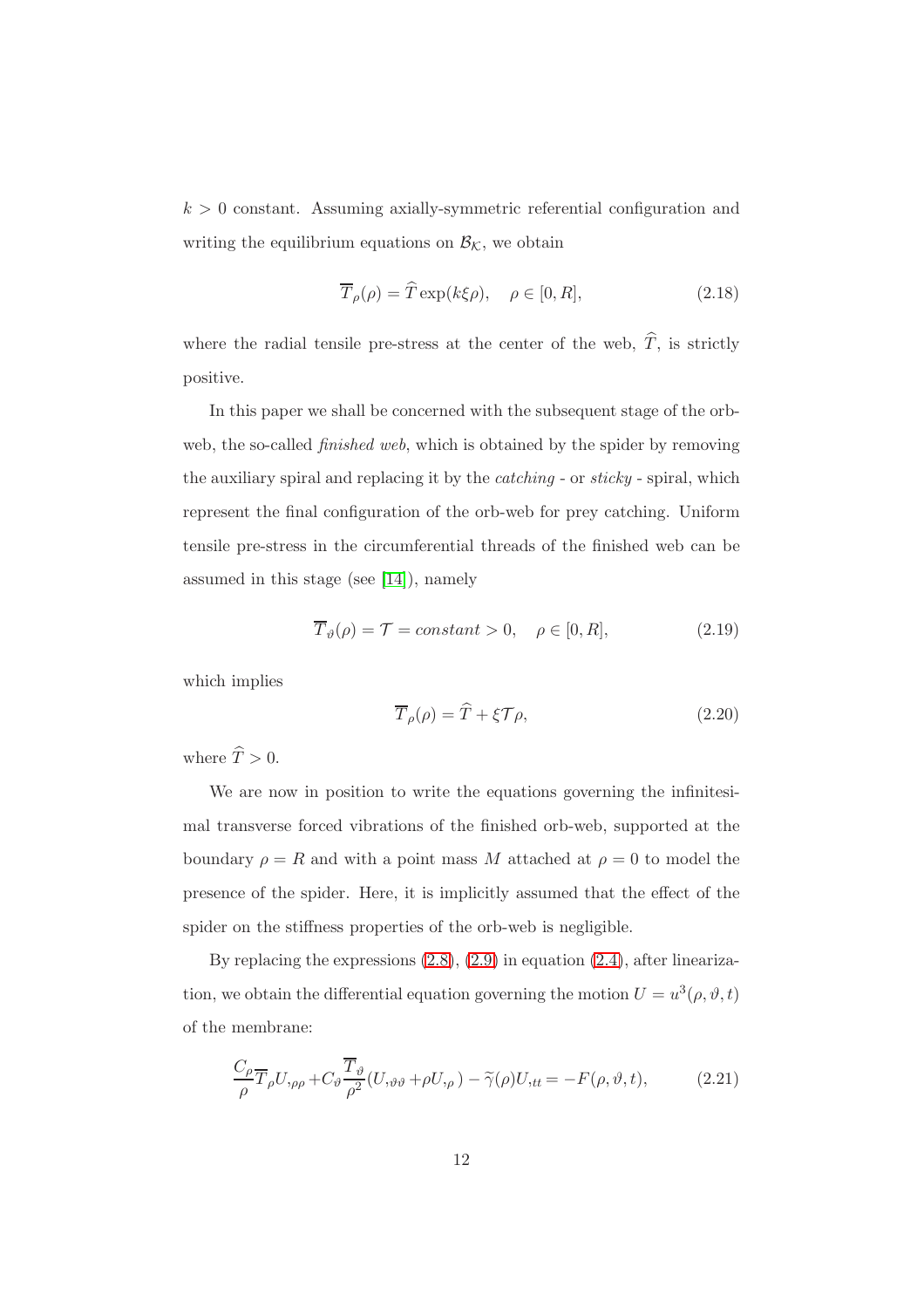$k > 0$ constant. Assuming axially-symmetric referential configuration and writing the equilibrium equations on $\mathcal{B}_{\mathcal{K}}$, we obtain

$$\overline{T}_\rho(\rho) = \widehat{T} \exp(k\xi\rho), \quad \rho \in [0, R], \tag{2.18}$$

where the radial tensile pre-stress at the center of the web, $\widehat{T}$, is strictly positive.

In this paper we shall be concerned with the subsequent stage of the orb-web, the so-called *finished web*, which is obtained by the spider by removing the auxiliary spiral and replacing it by the *catching* - or *sticky* - spiral, which represent the final configuration of the orb-web for prey catching. Uniform tensile pre-stress in the circumferential threads of the finished web can be assumed in this stage (see [14]), namely

$$\overline{T}_\vartheta(\rho) = \mathcal{T} = constant > 0, \quad \rho \in [0, R], \tag{2.19}$$

which implies

$$\overline{T}_\rho(\rho) = \widehat{T} + \xi\mathcal{T}\rho, \tag{2.20}$$

where $\widehat{T} > 0$.

We are now in position to write the equations governing the infinitesimal transverse forced vibrations of the finished orb-web, supported at the boundary $\rho = R$ and with a point mass $M$ attached at $\rho = 0$ to model the presence of the spider. Here, it is implicitly assumed that the effect of the spider on the stiffness properties of the orb-web is negligible.

By replacing the expressions (2.8), (2.9) in equation (2.4), after linearization, we obtain the differential equation governing the motion $U = u^3(\rho, \vartheta, t)$ of the membrane:

$$\frac{C_\rho}{\rho}\overline{T}_\rho U,_{\rho\rho} + C_\vartheta \frac{\overline{T}_\vartheta}{\rho^2}(U,_{\vartheta\vartheta} + \rho U,_\rho) - \widetilde{\gamma}(\rho)U,_{tt} = -F(\rho, \vartheta, t), \tag{2.21}$$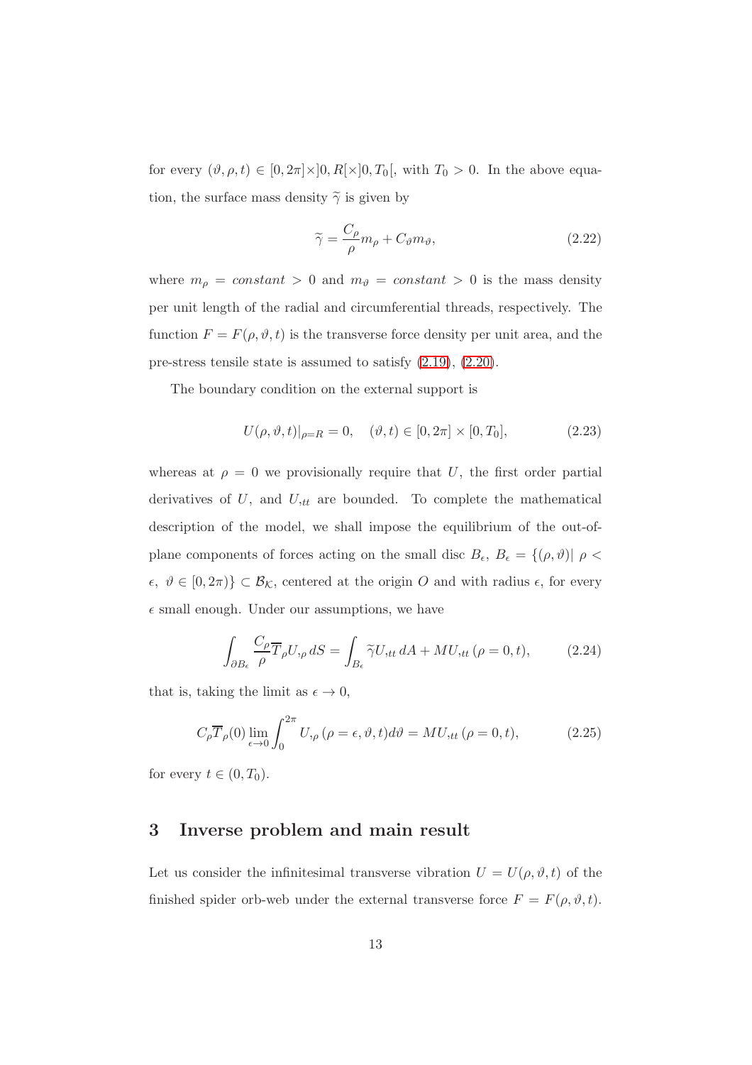for every $(\vartheta, \rho, t) \in [0, 2\pi] \times ]0, R[ \times ]0, T_0[$, with $T_0 > 0$. In the above equation, the surface mass density $\widetilde{\gamma}$ is given by

$$\widetilde{\gamma} = \frac{C_\rho}{\rho} m_\rho + C_\vartheta m_\vartheta, \tag{2.22}$$

where $m_\rho = constant > 0$ and $m_\vartheta = constant > 0$ is the mass density per unit length of the radial and circumferential threads, respectively. The function $F = F(\rho, \vartheta, t)$ is the transverse force density per unit area, and the pre-stress tensile state is assumed to satisfy (2.19), (2.20).

The boundary condition on the external support is

$$U(\rho, \vartheta, t)|_{\rho=R} = 0, \quad (\vartheta, t) \in [0, 2\pi] \times [0, T_0], \tag{2.23}$$

whereas at $\rho = 0$ we provisionally require that $U$, the first order partial derivatives of $U$, and $U_{,tt}$ are bounded. To complete the mathematical description of the model, we shall impose the equilibrium of the out-of-plane components of forces acting on the small disc $B_\epsilon$, $B_\epsilon = \{(\rho, \vartheta) | \ \rho < \epsilon, \ \vartheta \in [0, 2\pi)\} \subset \mathcal{B}_\mathcal{K}$, centered at the origin $O$ and with radius $\epsilon$, for every $\epsilon$ small enough. Under our assumptions, we have

$$\int_{\partial B_\epsilon} \frac{C_\rho}{\rho} \overline{T}_\rho U_{,\rho} \, dS = \int_{B_\epsilon} \widetilde{\gamma} U_{,tt} \, dA + M U_{,tt} (\rho = 0, t), \tag{2.24}$$

that is, taking the limit as $\epsilon \to 0$,

$$C_\rho \overline{T}_\rho(0) \lim_{\epsilon \to 0} \int_0^{2\pi} U_{,\rho} (\rho = \epsilon, \vartheta, t) d\vartheta = M U_{,tt} (\rho = 0, t), \tag{2.25}$$

for every $t \in (0, T_0)$.

# 3 Inverse problem and main result

Let us consider the infinitesimal transverse vibration $U = U(\rho, \vartheta, t)$ of the finished spider orb-web under the external transverse force $F = F(\rho, \vartheta, t)$.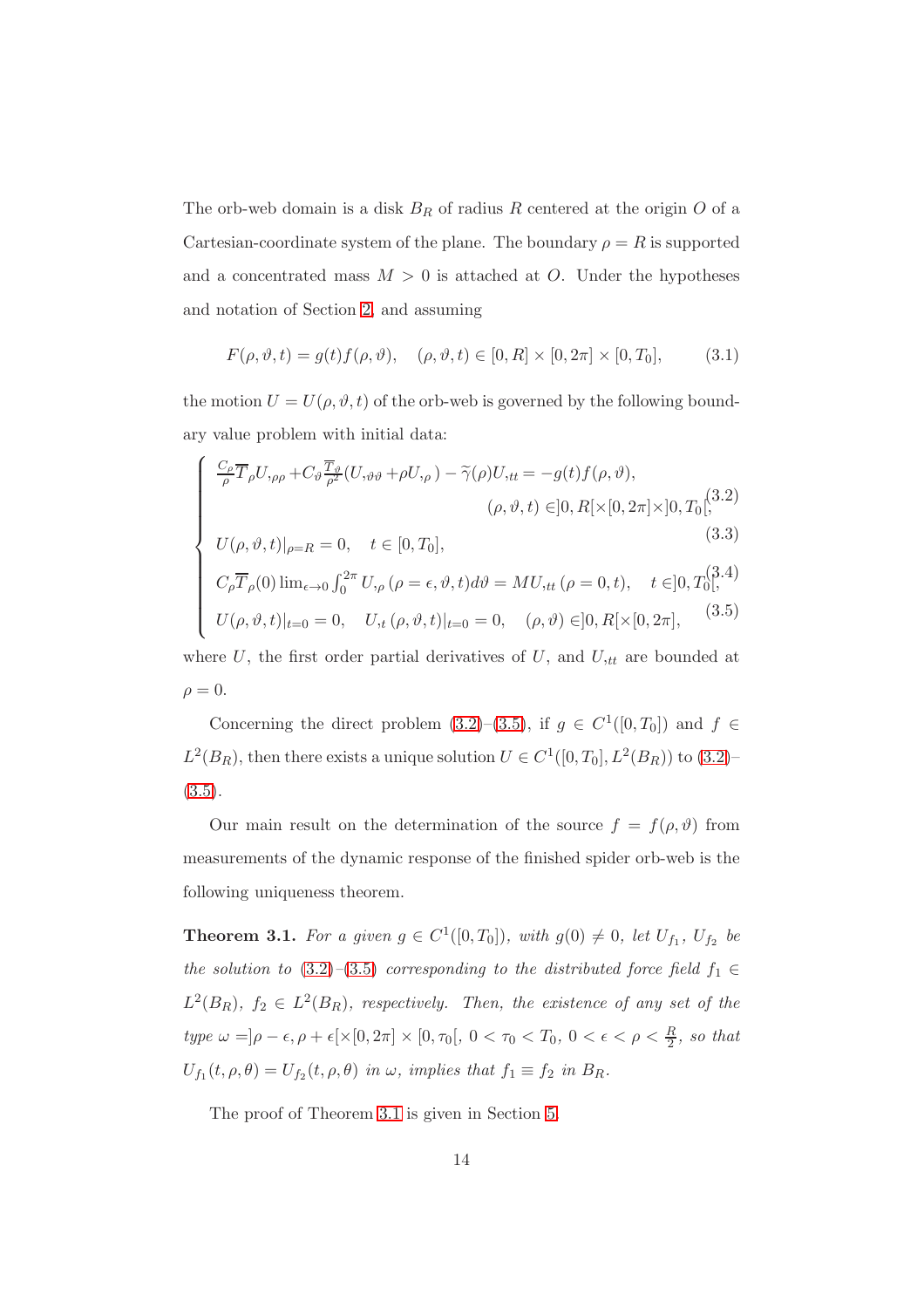The orb-web domain is a disk $B_R$ of radius $R$ centered at the origin $O$ of a Cartesian-coordinate system of the plane. The boundary $\rho = R$ is supported and a concentrated mass $M > 0$ is attached at $O$. Under the hypotheses and notation of Section 2, and assuming

$$F(\rho, \vartheta, t) = g(t) f(\rho, \vartheta), \quad (\rho, \vartheta, t) \in [0, R] \times [0, 2\pi] \times [0, T_0], \tag{3.1}$$

the motion $U = U(\rho, \vartheta, t)$ of the orb-web is governed by the following boundary value problem with initial data:

$$\begin{cases} \frac{C_\rho}{\rho} \overline{T}_\rho U_{,\rho\rho} + C_\vartheta \frac{\overline{T}_\vartheta}{\rho^2}(U_{,\vartheta\vartheta} + \rho U_{,\rho}) - \widetilde{\gamma}(\rho) U_{,tt} = -g(t) f(\rho, \vartheta), \\ \qquad\qquad\qquad\qquad (\rho, \vartheta, t) \in ]0, R[ \times [0, 2\pi] \times ]0, T_0[, & (3.2) \\ U(\rho, \vartheta, t)|_{\rho = R} = 0, \quad t \in [0, T_0], & (3.3) \\ C_\rho \overline{T}_\rho(0) \lim_{\epsilon \to 0} \int_0^{2\pi} U_{,\rho}(\rho = \epsilon, \vartheta, t) d\vartheta = M U_{,tt}(\rho = 0, t), \quad t \in ]0, T_0[, & (3.4) \\ U(\rho, \vartheta, t)|_{t=0} = 0, \quad U_{,t}(\rho, \vartheta, t)|_{t=0} = 0, \quad (\rho, \vartheta) \in ]0, R[ \times [0, 2\pi], & (3.5) \end{cases}$$

where $U$, the first order partial derivatives of $U$, and $U_{,tt}$ are bounded at $\rho = 0$.

Concerning the direct problem (3.2)–(3.5), if $g \in C^1([0, T_0])$ and $f \in L^2(B_R)$, then there exists a unique solution $U \in C^1([0, T_0], L^2(B_R))$ to (3.2)–(3.5).

Our main result on the determination of the source $f = f(\rho, \vartheta)$ from measurements of the dynamic response of the finished spider orb-web is the following uniqueness theorem.

**Theorem 3.1.** *For a given $g \in C^1([0, T_0])$, with $g(0) \neq 0$, let $U_{f_1}$, $U_{f_2}$ be the solution to (3.2)–(3.5) corresponding to the distributed force field $f_1 \in L^2(B_R)$, $f_2 \in L^2(B_R)$, respectively. Then, the existence of any set of the type $\omega = ]\rho - \epsilon, \rho + \epsilon[ \times [0, 2\pi] \times [0, \tau_0[$, $0 < \tau_0 < T_0$, $0 < \epsilon < \rho < \frac{R}{2}$, so that $U_{f_1}(t, \rho, \theta) = U_{f_2}(t, \rho, \theta)$ in $\omega$, implies that $f_1 \equiv f_2$ in $B_R$.*

The proof of Theorem 3.1 is given in Section 5.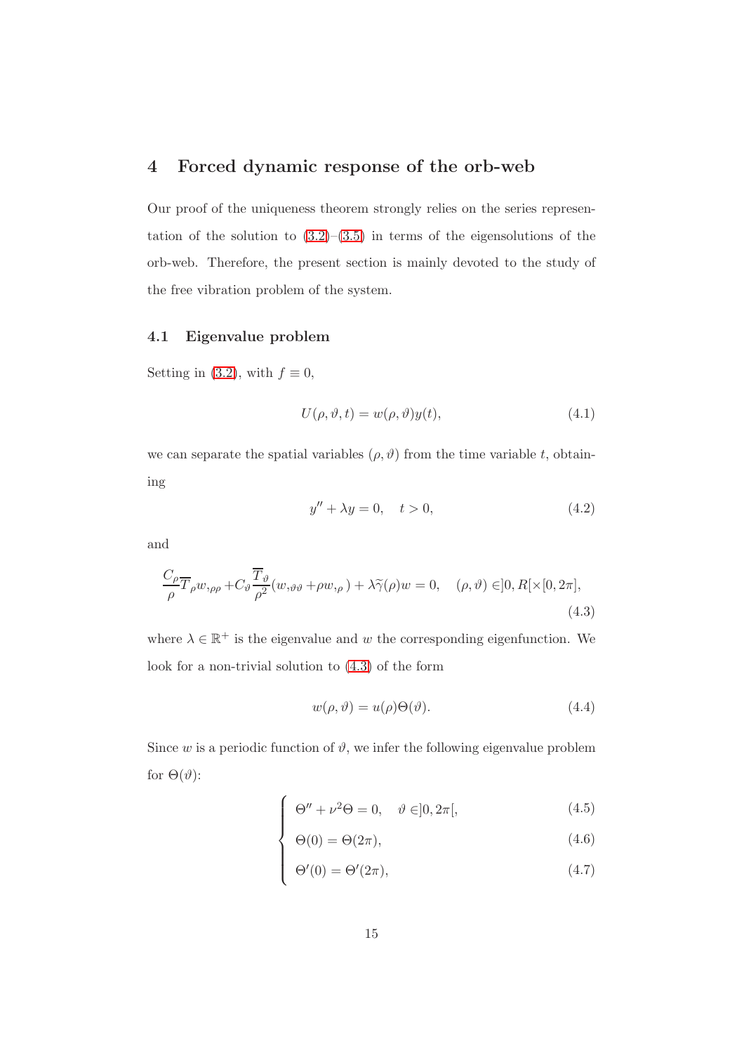# 4 Forced dynamic response of the orb-web

Our proof of the uniqueness theorem strongly relies on the series representation of the solution to (3.2)–(3.5) in terms of the eigensolutions of the orb-web. Therefore, the present section is mainly devoted to the study of the free vibration problem of the system.

## 4.1 Eigenvalue problem

Setting in (3.2), with $f \equiv 0$,

$$U(\rho, \vartheta, t) = w(\rho, \vartheta) y(t), \tag{4.1}$$

we can separate the spatial variables $(\rho, \vartheta)$ from the time variable $t$, obtaining

$$y'' + \lambda y = 0, \quad t > 0, \tag{4.2}$$

and

$$\frac{C_\rho}{\rho} \overline{T}_\rho w,_{\rho\rho} + C_\vartheta \frac{\overline{T}_\vartheta}{\rho^2} (w,_{\vartheta\vartheta} + \rho w,_\rho) + \lambda \widetilde{\gamma}(\rho) w = 0, \quad (\rho, \vartheta) \in ]0, R[ \times [0, 2\pi], \tag{4.3}$$

where $\lambda \in \mathbb{R}^+$ is the eigenvalue and $w$ the corresponding eigenfunction. We look for a non-trivial solution to (4.3) of the form

$$w(\rho, \vartheta) = u(\rho) \Theta(\vartheta). \tag{4.4}$$

Since $w$ is a periodic function of $\vartheta$, we infer the following eigenvalue problem for $\Theta(\vartheta)$:

$$\begin{cases} \Theta'' + \nu^2 \Theta = 0, \quad \vartheta \in ]0, 2\pi[, & (4.5) \\ \Theta(0) = \Theta(2\pi), & (4.6) \\ \Theta'(0) = \Theta'(2\pi), & (4.7) \end{cases}$$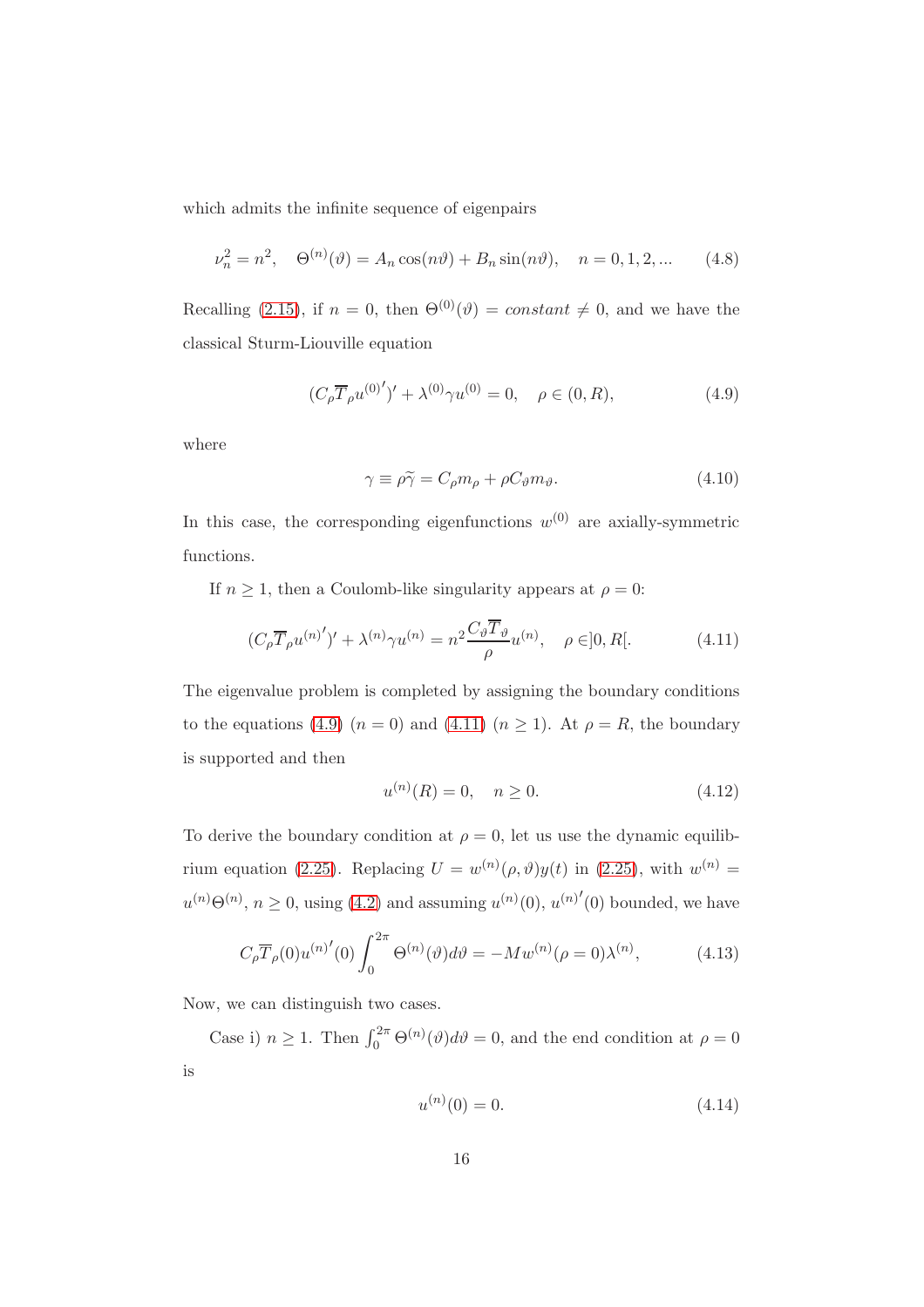which admits the infinite sequence of eigenpairs

$$\nu_n^2 = n^2, \quad \Theta^{(n)}(\vartheta) = A_n \cos(n\vartheta) + B_n \sin(n\vartheta), \quad n = 0, 1, 2, ... \tag{4.8}$$

Recalling (2.15), if $n = 0$, then $\Theta^{(0)}(\vartheta) = constant \neq 0$, and we have the classical Sturm-Liouville equation

$$(C_\rho \overline{T}_\rho {u^{(0)}}')' + \lambda^{(0)} \gamma u^{(0)} = 0, \quad \rho \in (0, R), \tag{4.9}$$

where

$$\gamma \equiv \rho \widetilde{\gamma} = C_\rho m_\rho + \rho C_\vartheta m_\vartheta. \tag{4.10}$$

In this case, the corresponding eigenfunctions $w^{(0)}$ are axially-symmetric functions.

If $n \geq 1$, then a Coulomb-like singularity appears at $\rho = 0$:

$$(C_\rho \overline{T}_\rho {u^{(n)}}')' + \lambda^{(n)} \gamma u^{(n)} = n^2 \frac{C_\vartheta \overline{T}_\vartheta}{\rho} u^{(n)}, \quad \rho \in ]0, R[. \tag{4.11}$$

The eigenvalue problem is completed by assigning the boundary conditions to the equations (4.9) ($n = 0$) and (4.11) ($n \geq 1$). At $\rho = R$, the boundary is supported and then

$$u^{(n)}(R) = 0, \quad n \geq 0. \tag{4.12}$$

To derive the boundary condition at $\rho = 0$, let us use the dynamic equilibrium equation (2.25). Replacing $U = w^{(n)}(\rho, \vartheta) y(t)$ in (2.25), with $w^{(n)} = u^{(n)} \Theta^{(n)}$, $n \geq 0$, using (4.2) and assuming $u^{(n)}(0)$, ${u^{(n)}}'(0)$ bounded, we have

$$C_\rho \overline{T}_\rho(0) {u^{(n)}}'(0) \int_0^{2\pi} \Theta^{(n)}(\vartheta) d\vartheta = -M w^{(n)}(\rho = 0) \lambda^{(n)}, \tag{4.13}$$

Now, we can distinguish two cases.

Case i) $n \geq 1$. Then $\int_0^{2\pi} \Theta^{(n)}(\vartheta) d\vartheta = 0$, and the end condition at $\rho = 0$ is

$$u^{(n)}(0) = 0. \tag{4.14}$$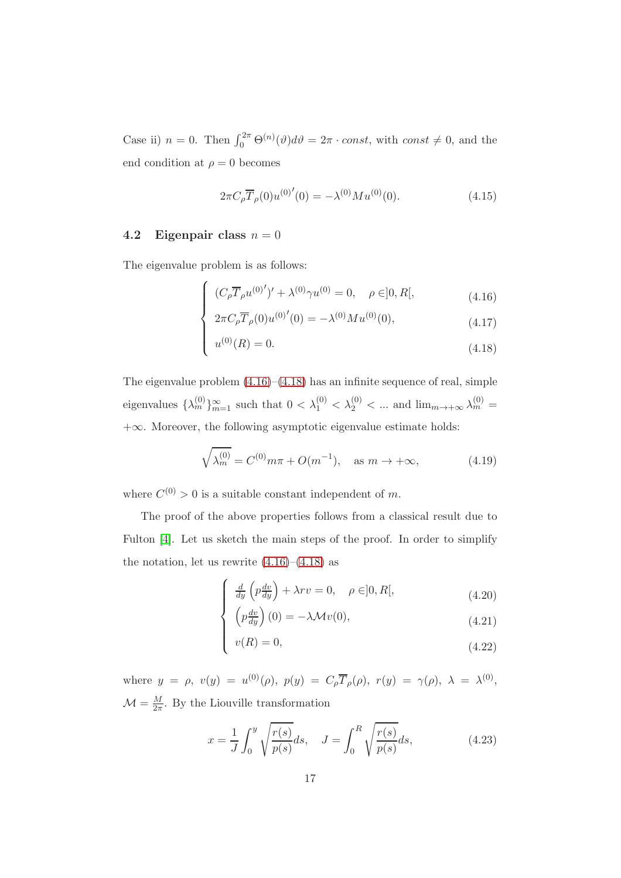Case ii) $n = 0$. Then $\int_0^{2\pi} \Theta^{(n)}(\vartheta) d\vartheta = 2\pi \cdot const$, with $const \neq 0$, and the end condition at $\rho = 0$ becomes

$$2\pi C_\rho \overline{T}_\rho(0) {u^{(0)}}'(0) = -\lambda^{(0)} M u^{(0)}(0). \tag{4.15}$$

### 4.2 Eigenpair class $n = 0$

The eigenvalue problem is as follows:

$$\begin{cases} (C_\rho \overline{T}_\rho {u^{(0)}}')' + \lambda^{(0)} \gamma u^{(0)} = 0, \quad \rho \in ]0, R[, & (4.16) \\ 2\pi C_\rho \overline{T}_\rho(0) {u^{(0)}}'(0) = -\lambda^{(0)} M u^{(0)}(0), & (4.17) \\ u^{(0)}(R) = 0. & (4.18) \end{cases}$$

The eigenvalue problem (4.16)–(4.18) has an infinite sequence of real, simple eigenvalues $\{\lambda_m^{(0)}\}_{m=1}^{\infty}$ such that $0 < \lambda_1^{(0)} < \lambda_2^{(0)} < \ldots$ and $\lim_{m \to +\infty} \lambda_m^{(0)} = +\infty$. Moreover, the following asymptotic eigenvalue estimate holds:

$$\sqrt{\lambda_m^{(0)}} = C^{(0)} m\pi + O(m^{-1}), \quad \text{as } m \to +\infty, \tag{4.19}$$

where $C^{(0)} > 0$ is a suitable constant independent of $m$.

The proof of the above properties follows from a classical result due to Fulton [4]. Let us sketch the main steps of the proof. In order to simplify the notation, let us rewrite (4.16)–(4.18) as

$$\begin{cases} \frac{d}{dy}\left(p \frac{dv}{dy}\right) + \lambda r v = 0, \quad \rho \in ]0, R[, & (4.20) \\ \left(p \frac{dv}{dy}\right)(0) = -\lambda \mathcal{M} v(0), & (4.21) \\ v(R) = 0, & (4.22) \end{cases}$$

where $y = \rho$, $v(y) = u^{(0)}(\rho)$, $p(y) = C_\rho \overline{T}_\rho(\rho)$, $r(y) = \gamma(\rho)$, $\lambda = \lambda^{(0)}$, $\mathcal{M} = \frac{M}{2\pi}$. By the Liouville transformation

$$x = \frac{1}{J} \int_0^y \sqrt{\frac{r(s)}{p(s)}} ds, \quad J = \int_0^R \sqrt{\frac{r(s)}{p(s)}} ds, \tag{4.23}$$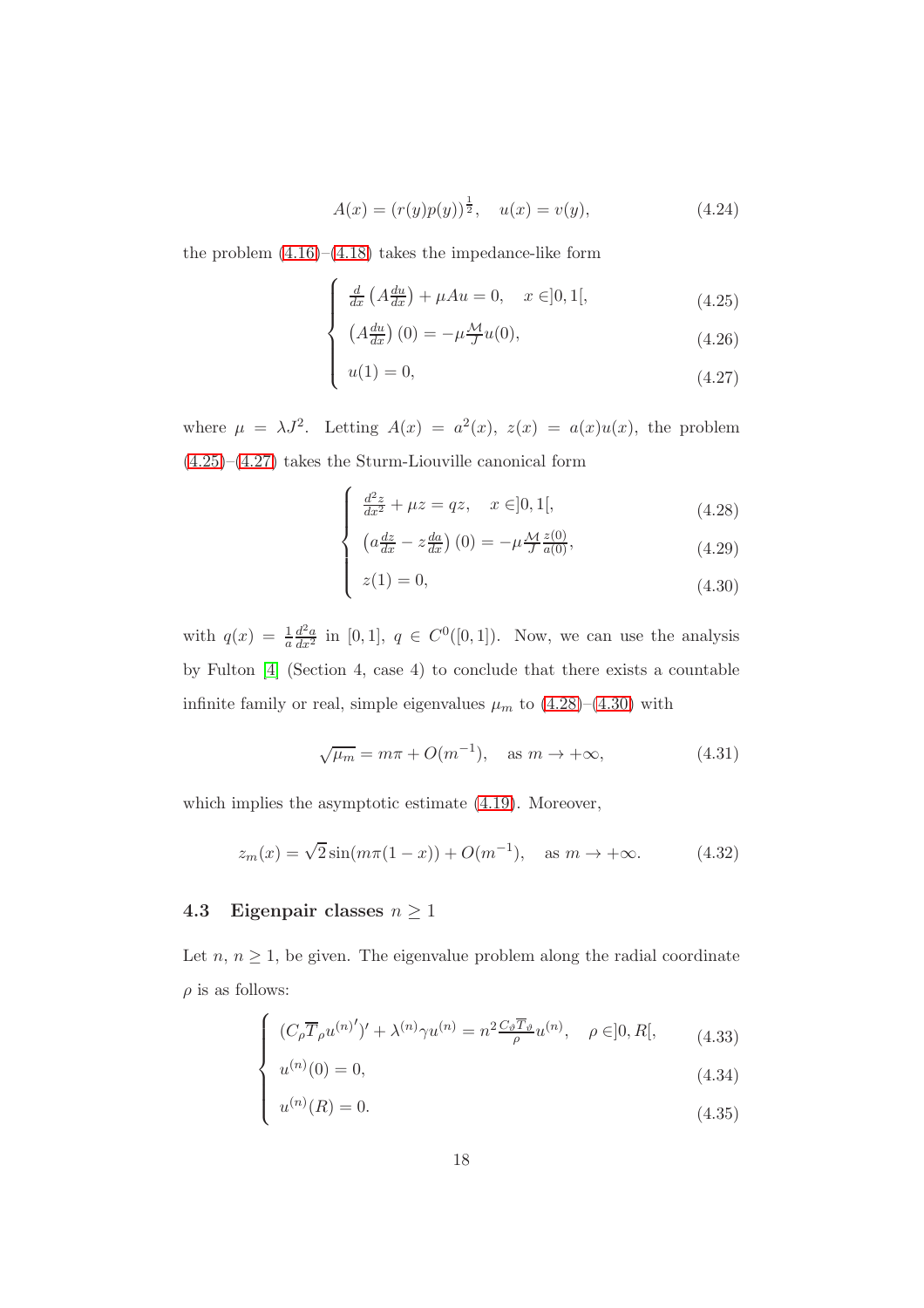$$A(x) = (r(y)p(y))^{\frac{1}{2}}, \quad u(x) = v(y), \tag{4.24}$$

the problem (4.16)–(4.18) takes the impedance-like form

$$\begin{cases} \frac{d}{dx}\left(A\frac{du}{dx}\right) + \mu A u = 0, \quad x \in ]0,1[, & (4.25) \\ \left(A\frac{du}{dx}\right)(0) = -\mu\frac{\mathcal{M}}{J}u(0), & (4.26) \\ u(1) = 0, & (4.27) \end{cases}$$

where $\mu = \lambda J^2$. Letting $A(x) = a^2(x)$, $z(x) = a(x)u(x)$, the problem (4.25)–(4.27) takes the Sturm-Liouville canonical form

$$\begin{cases} \frac{d^2z}{dx^2} + \mu z = qz, \quad x \in ]0,1[, & (4.28) \\ \left(a\frac{dz}{dx} - z\frac{da}{dx}\right)(0) = -\mu\frac{\mathcal{M}}{J}\frac{z(0)}{a(0)}, & (4.29) \\ z(1) = 0, & (4.30) \end{cases}$$

with $q(x) = \frac{1}{a}\frac{d^2a}{dx^2}$ in $[0,1]$, $q \in C^0([0,1])$. Now, we can use the analysis by Fulton [4] (Section 4, case 4) to conclude that there exists a countable infinite family or real, simple eigenvalues $\mu_m$ to (4.28)–(4.30) with

$$\sqrt{\mu_m} = m\pi + O(m^{-1}), \quad \text{as } m \to +\infty, \tag{4.31}$$

which implies the asymptotic estimate (4.19). Moreover,

$$z_m(x) = \sqrt{2}\sin(m\pi(1-x)) + O(m^{-1}), \quad \text{as } m \to +\infty. \tag{4.32}$$

### 4.3 Eigenpair classes $n \geq 1$

Let $n$, $n \geq 1$, be given. The eigenvalue problem along the radial coordinate $\rho$ is as follows:

$$\begin{cases} (C_\rho \overline{T}_\rho u^{(n)\prime})' + \lambda^{(n)}\gamma u^{(n)} = n^2\frac{C_\vartheta \overline{T}_\vartheta}{\rho}u^{(n)}, \quad \rho \in ]0,R[, & (4.33) \\ u^{(n)}(0) = 0, & (4.34) \\ u^{(n)}(R) = 0. & (4.35) \end{cases}$$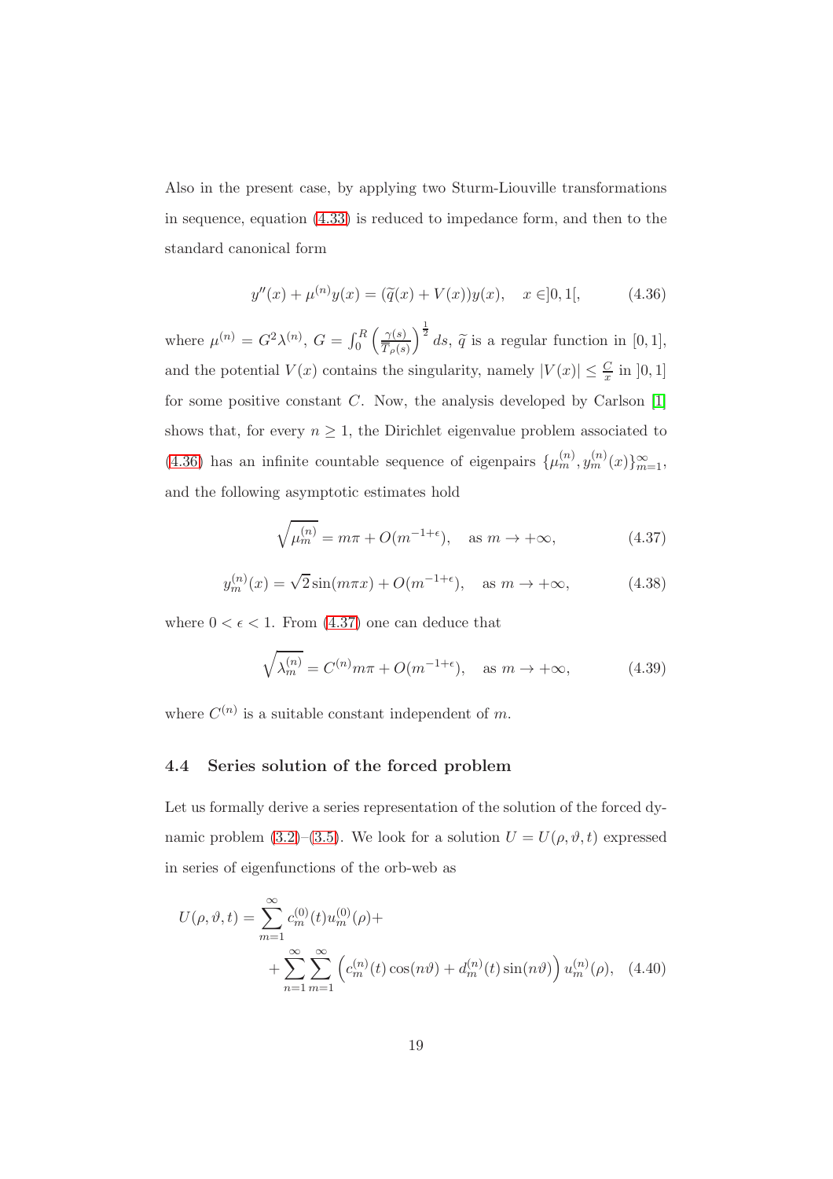Also in the present case, by applying two Sturm-Liouville transformations in sequence, equation (4.33) is reduced to impedance form, and then to the standard canonical form

$$y''(x) + \mu^{(n)} y(x) = (\widetilde{q}(x) + V(x)) y(x), \quad x \in ]0,1[, \tag{4.36}$$

where $\mu^{(n)} = G^2 \lambda^{(n)}$, $G = \int_0^R \left( \frac{\gamma(s)}{T_\rho(s)} \right)^{\frac{1}{2}} ds$, $\widetilde{q}$ is a regular function in $[0,1]$, and the potential $V(x)$ contains the singularity, namely $|V(x)| \leq \frac{C}{x}$ in $]0,1]$ for some positive constant $C$. Now, the analysis developed by Carlson [1] shows that, for every $n \geq 1$, the Dirichlet eigenvalue problem associated to (4.36) has an infinite countable sequence of eigenpairs $\{\mu_m^{(n)}, y_m^{(n)}(x)\}_{m=1}^{\infty}$, and the following asymptotic estimates hold

$$\sqrt{\mu_m^{(n)}} = m\pi + O(m^{-1+\epsilon}), \quad \text{as } m \to +\infty, \tag{4.37}$$

$$y_m^{(n)}(x) = \sqrt{2} \sin(m\pi x) + O(m^{-1+\epsilon}), \quad \text{as } m \to +\infty, \tag{4.38}$$

where $0 < \epsilon < 1$. From (4.37) one can deduce that

$$\sqrt{\lambda_m^{(n)}} = C^{(n)} m\pi + O(m^{-1+\epsilon}), \quad \text{as } m \to +\infty, \tag{4.39}$$

where $C^{(n)}$ is a suitable constant independent of $m$.

### 4.4 Series solution of the forced problem

Let us formally derive a series representation of the solution of the forced dynamic problem (3.2)–(3.5). We look for a solution $U = U(\rho, \vartheta, t)$ expressed in series of eigenfunctions of the orb-web as

$$U(\rho, \vartheta, t) = \sum_{m=1}^{\infty} c_m^{(0)}(t) u_m^{(0)}(\rho) + \\ + \sum_{n=1}^{\infty} \sum_{m=1}^{\infty} \left( c_m^{(n)}(t) \cos(n\vartheta) + d_m^{(n)}(t) \sin(n\vartheta) \right) u_m^{(n)}(\rho), \tag{4.40}$$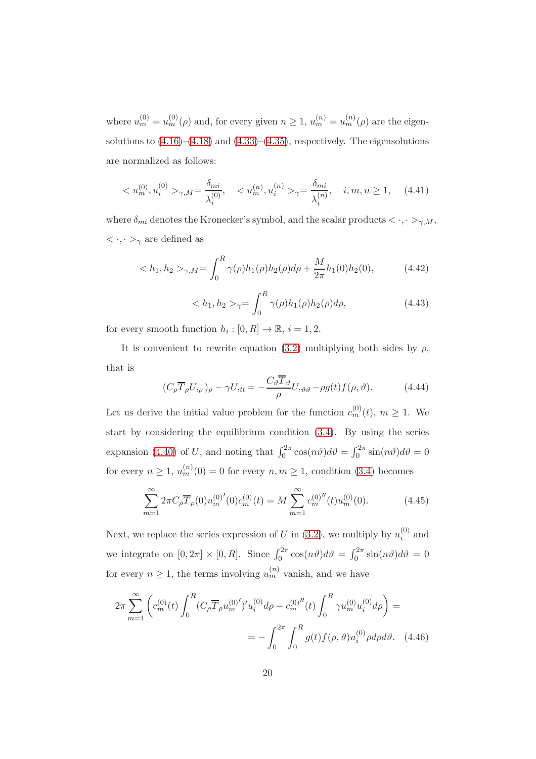where $u_m^{(0)} = u_m^{(0)}(\rho)$ and, for every given $n \geq 1$, $u_m^{(n)} = u_m^{(n)}(\rho)$ are the eigensolutions to (4.16)–(4.18) and (4.33)–(4.35), respectively. The eigensolutions are normalized as follows:

$$< u_m^{(0)}, u_i^{(0)} >_{\gamma,M} = \frac{\delta_{mi}}{\lambda_i^{(0)}}, \quad < u_m^{(n)}, u_i^{(n)} >_{\gamma} = \frac{\delta_{mi}}{\lambda_i^{(n)}}, \quad i, m, n \geq 1, \tag{4.41}$$

where $\delta_{mi}$ denotes the Kronecker's symbol, and the scalar products $< \cdot, \cdot >_{\gamma,M}$, $< \cdot, \cdot >_{\gamma}$ are defined as

$$< h_1, h_2 >_{\gamma,M} = \int_0^R \gamma(\rho) h_1(\rho) h_2(\rho) d\rho + \frac{M}{2\pi} h_1(0) h_2(0), \tag{4.42}$$

$$< h_1, h_2 >_{\gamma} = \int_0^R \gamma(\rho) h_1(\rho) h_2(\rho) d\rho, \tag{4.43}$$

for every smooth function $h_i : [0, R] \to \mathbb{R}$, $i = 1, 2$.

It is convenient to rewrite equation (3.2) multiplying both sides by $\rho$, that is

$$(C_\rho \overline{T}_\rho U_{,\rho})_\rho - \gamma U_{,tt} = -\frac{C_\vartheta \overline{T}_\vartheta}{\rho} U_{,\vartheta\vartheta} - \rho g(t) f(\rho, \vartheta). \tag{4.44}$$

Let us derive the initial value problem for the function $c_m^{(0)}(t)$, $m \geq 1$. We start by considering the equilibrium condition (3.4). By using the series expansion (4.40) of $U$, and noting that $\int_0^{2\pi} \cos(n\vartheta) d\vartheta = \int_0^{2\pi} \sin(n\vartheta) d\vartheta = 0$ for every $n \geq 1$, $u_m^{(n)}(0) = 0$ for every $n, m \geq 1$, condition (3.4) becomes

$$\sum_{m=1}^{\infty} 2\pi C_\rho \overline{T}_\rho(0) {u_m^{(0)}}'(0) c_m^{(0)}(t) = M \sum_{m=1}^{\infty} {c_m^{(0)}}''(t) u_m^{(0)}(0). \tag{4.45}$$

Next, we replace the series expression of $U$ in (3.2), we multiply by $u_i^{(0)}$ and we integrate on $[0, 2\pi] \times [0, R]$. Since $\int_0^{2\pi} \cos(n\vartheta) d\vartheta = \int_0^{2\pi} \sin(n\vartheta) d\vartheta = 0$ for every $n \geq 1$, the terms involving $u_m^{(n)}$ vanish, and we have

$$2\pi \sum_{m=1}^{\infty} \left( c_m^{(0)}(t) \int_0^R (C_\rho \overline{T}_\rho {u_m^{(0)}}')' u_i^{(0)} d\rho - {c_m^{(0)}}''(t) \int_0^R \gamma u_m^{(0)} u_i^{(0)} d\rho \right) =$$
$$= -\int_0^{2\pi} \int_0^R g(t) f(\rho, \vartheta) u_i^{(0)} \rho d\rho d\vartheta. \tag{4.46}$$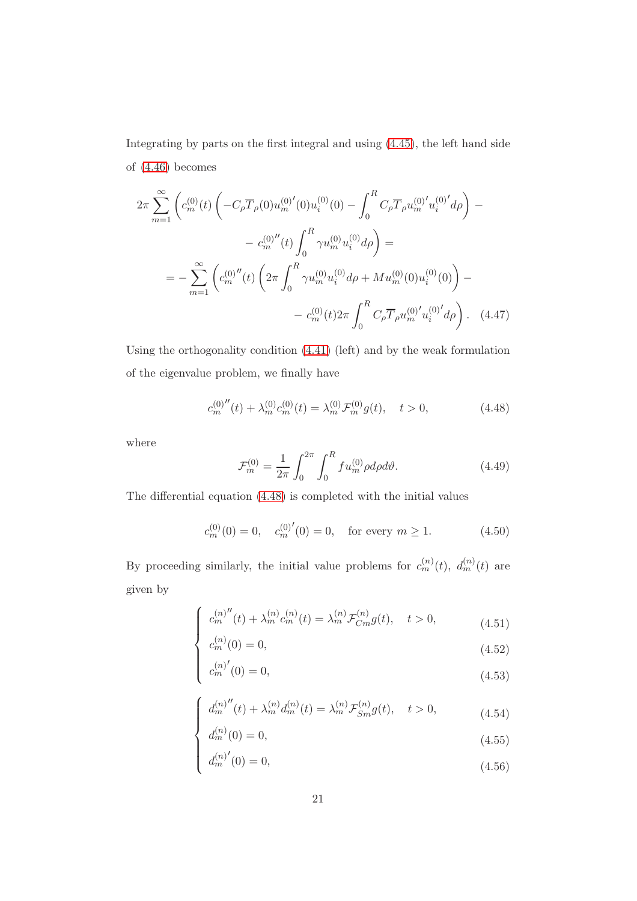Integrating by parts on the first integral and using (4.45), the left hand side of (4.46) becomes

$$
\begin{aligned}
2\pi \sum_{m=1}^{\infty} \Bigg( c_m^{(0)}(t) \left( -C_\rho \overline{T}_\rho(0) u_m^{(0)\prime}(0) u_i^{(0)}(0) - \int_0^R C_\rho \overline{T}_\rho u_m^{(0)\prime} u_i^{(0)\prime} d\rho \right) - \\
- c_m^{(0)\prime\prime}(t) \int_0^R \gamma u_m^{(0)} u_i^{(0)} d\rho \Bigg) = \\
= - \sum_{m=1}^{\infty} \Bigg( c_m^{(0)\prime\prime}(t) \left( 2\pi \int_0^R \gamma u_m^{(0)} u_i^{(0)} d\rho + M u_m^{(0)}(0) u_i^{(0)}(0) \right) - \\
- c_m^{(0)}(t) 2\pi \int_0^R C_\rho \overline{T}_\rho u_m^{(0)\prime} u_i^{(0)\prime} d\rho \Bigg). \quad (4.47)
\end{aligned}
$$

Using the orthogonality condition (4.41) (left) and by the weak formulation of the eigenvalue problem, we finally have

$$
c_m^{(0)\prime\prime}(t) + \lambda_m^{(0)} c_m^{(0)}(t) = \lambda_m^{(0)} \mathcal{F}_m^{(0)} g(t), \quad t > 0, \tag{4.48}
$$

where

$$
\mathcal{F}_m^{(0)} = \frac{1}{2\pi} \int_0^{2\pi} \int_0^R f u_m^{(0)} \rho d\rho d\vartheta. \tag{4.49}
$$

The differential equation (4.48) is completed with the initial values

$$
c_m^{(0)}(0) = 0, \quad c_m^{(0)\prime}(0) = 0, \quad \text{for every } m \geq 1. \tag{4.50}
$$

By proceeding similarly, the initial value problems for $c_m^{(n)}(t)$, $d_m^{(n)}(t)$ are given by

$$
\begin{cases}
c_m^{(n)\prime\prime}(t) + \lambda_m^{(n)} c_m^{(n)}(t) = \lambda_m^{(n)} \mathcal{F}_{Cm}^{(n)} g(t), \quad t > 0, & (4.51) \\
c_m^{(n)}(0) = 0, & (4.52) \\
c_m^{(n)\prime}(0) = 0, & (4.53)
\end{cases}
$$

$$
\begin{cases}
d_m^{(n)\prime\prime}(t) + \lambda_m^{(n)} d_m^{(n)}(t) = \lambda_m^{(n)} \mathcal{F}_{Sm}^{(n)} g(t), \quad t > 0, & (4.54) \\
d_m^{(n)}(0) = 0, & (4.55) \\
d_m^{(n)\prime}(0) = 0, & (4.56)
\end{cases}
$$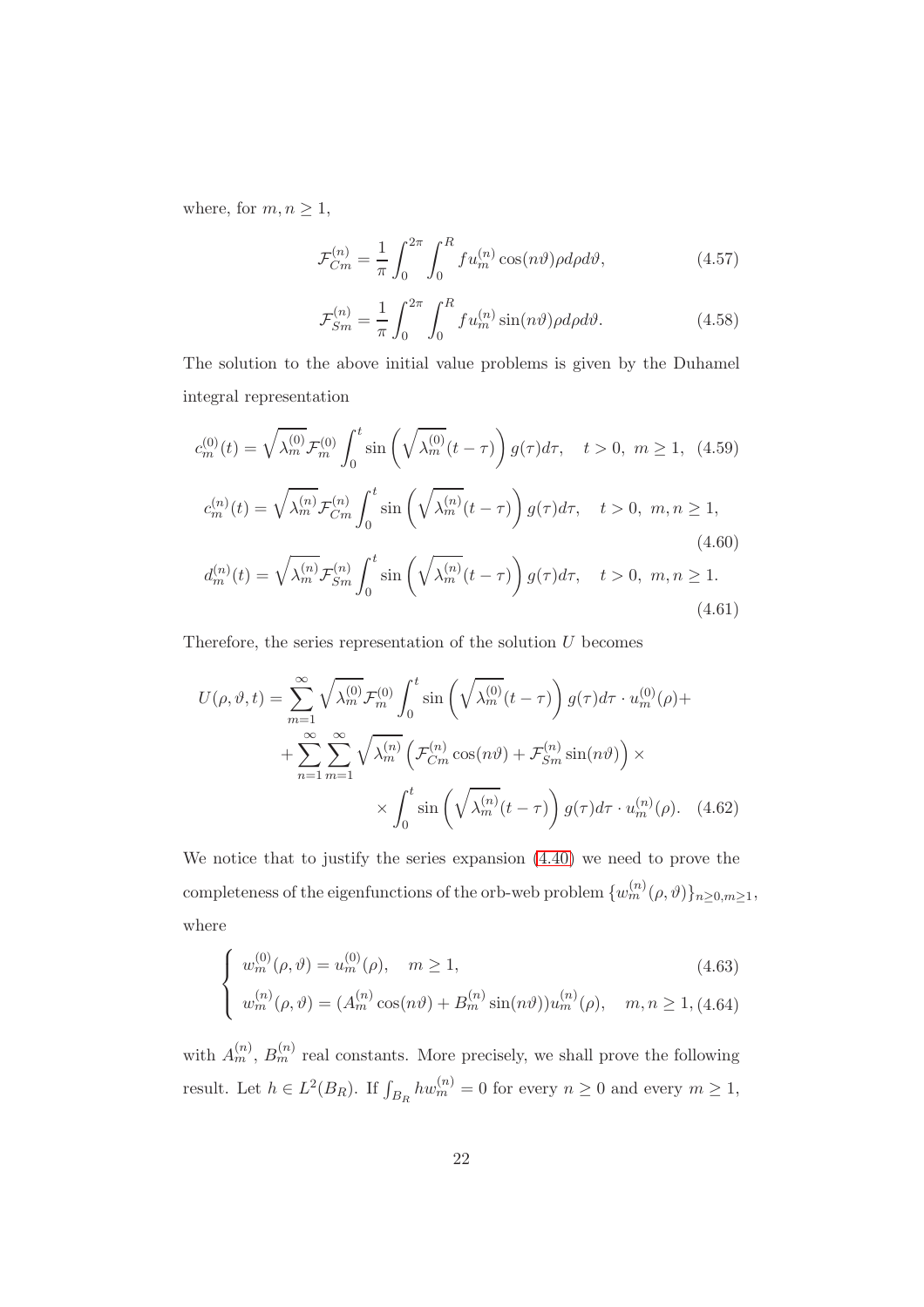where, for $m, n \geq 1$,

$$\mathcal{F}_{Cm}^{(n)} = \frac{1}{\pi} \int_0^{2\pi} \int_0^R f u_m^{(n)} \cos(n\vartheta) \rho d\rho d\vartheta, \tag{4.57}$$

$$\mathcal{F}_{Sm}^{(n)} = \frac{1}{\pi} \int_0^{2\pi} \int_0^R f u_m^{(n)} \sin(n\vartheta) \rho d\rho d\vartheta. \tag{4.58}$$

The solution to the above initial value problems is given by the Duhamel integral representation

$$c_m^{(0)}(t) = \sqrt{\lambda_m^{(0)}} \mathcal{F}_m^{(0)} \int_0^t \sin\left(\sqrt{\lambda_m^{(0)}}(t-\tau)\right) g(\tau) d\tau, \quad t > 0, \ m \geq 1, \tag{4.59}$$

$$c_m^{(n)}(t) = \sqrt{\lambda_m^{(n)}} \mathcal{F}_{Cm}^{(n)} \int_0^t \sin\left(\sqrt{\lambda_m^{(n)}}(t-\tau)\right) g(\tau) d\tau, \quad t > 0, \ m, n \geq 1, \tag{4.60}$$

$$d_m^{(n)}(t) = \sqrt{\lambda_m^{(n)}} \mathcal{F}_{Sm}^{(n)} \int_0^t \sin\left(\sqrt{\lambda_m^{(n)}}(t-\tau)\right) g(\tau) d\tau, \quad t > 0, \ m, n \geq 1. \tag{4.61}$$

Therefore, the series representation of the solution $U$ becomes

$$\begin{aligned} U(\rho, \vartheta, t) = & \sum_{m=1}^{\infty} \sqrt{\lambda_m^{(0)}} \mathcal{F}_m^{(0)} \int_0^t \sin\left(\sqrt{\lambda_m^{(0)}}(t-\tau)\right) g(\tau) d\tau \cdot u_m^{(0)}(\rho) + \\ & + \sum_{n=1}^{\infty} \sum_{m=1}^{\infty} \sqrt{\lambda_m^{(n)}} \left(\mathcal{F}_{Cm}^{(n)} \cos(n\vartheta) + \mathcal{F}_{Sm}^{(n)} \sin(n\vartheta)\right) \times \\ & \times \int_0^t \sin\left(\sqrt{\lambda_m^{(n)}}(t-\tau)\right) g(\tau) d\tau \cdot u_m^{(n)}(\rho). \end{aligned} \tag{4.62}$$

We notice that to justify the series expansion (4.40) we need to prove the completeness of the eigenfunctions of the orb-web problem $\{w_m^{(n)}(\rho, \vartheta)\}_{n \geq 0, m \geq 1}$, where

$$\begin{cases} w_m^{(0)}(\rho, \vartheta) = u_m^{(0)}(\rho), \quad m \geq 1, & (4.63) \\ w_m^{(n)}(\rho, \vartheta) = (A_m^{(n)} \cos(n\vartheta) + B_m^{(n)} \sin(n\vartheta)) u_m^{(n)}(\rho), \quad m, n \geq 1, & (4.64) \end{cases}$$

with $A_m^{(n)}$, $B_m^{(n)}$ real constants. More precisely, we shall prove the following result. Let $h \in L^2(B_R)$. If $\int_{B_R} h w_m^{(n)} = 0$ for every $n \geq 0$ and every $m \geq 1$,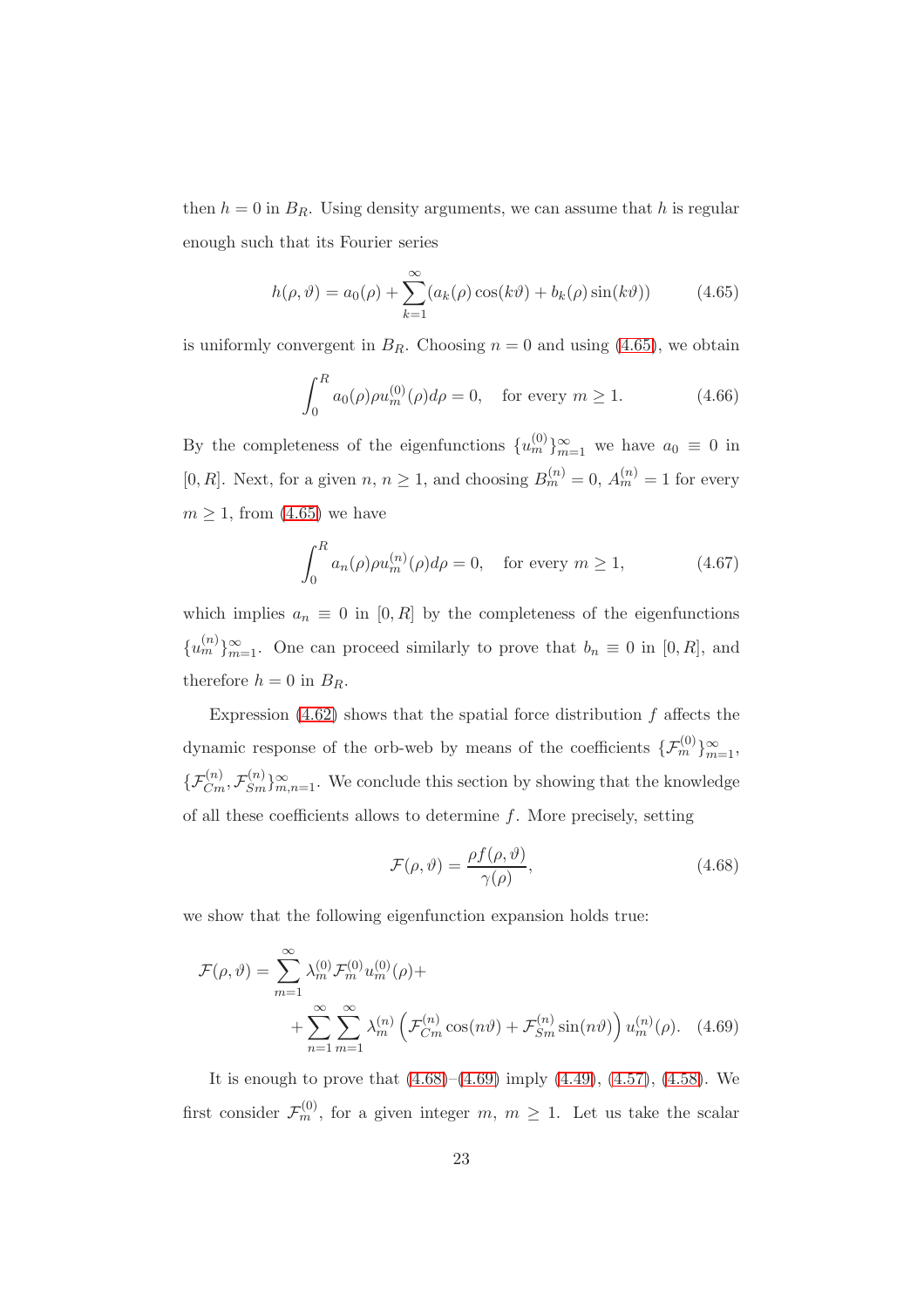then $h = 0$ in $B_R$. Using density arguments, we can assume that $h$ is regular enough such that its Fourier series

$$h(\rho, \vartheta) = a_0(\rho) + \sum_{k=1}^{\infty} (a_k(\rho)\cos(k\vartheta) + b_k(\rho)\sin(k\vartheta)) \tag{4.65}$$

is uniformly convergent in $B_R$. Choosing $n = 0$ and using (4.65), we obtain

$$\int_0^R a_0(\rho)\rho u_m^{(0)}(\rho) d\rho = 0, \quad \text{for every } m \geq 1. \tag{4.66}$$

By the completeness of the eigenfunctions $\{u_m^{(0)}\}_{m=1}^{\infty}$ we have $a_0 \equiv 0$ in $[0, R]$. Next, for a given $n$, $n \geq 1$, and choosing $B_m^{(n)} = 0$, $A_m^{(n)} = 1$ for every $m \geq 1$, from (4.65) we have

$$\int_0^R a_n(\rho)\rho u_m^{(n)}(\rho) d\rho = 0, \quad \text{for every } m \geq 1, \tag{4.67}$$

which implies $a_n \equiv 0$ in $[0, R]$ by the completeness of the eigenfunctions $\{u_m^{(n)}\}_{m=1}^{\infty}$. One can proceed similarly to prove that $b_n \equiv 0$ in $[0, R]$, and therefore $h = 0$ in $B_R$.

Expression (4.62) shows that the spatial force distribution $f$ affects the dynamic response of the orb-web by means of the coefficients $\{\mathcal{F}_m^{(0)}\}_{m=1}^{\infty}$, $\{\mathcal{F}_{Cm}^{(n)}, \mathcal{F}_{Sm}^{(n)}\}_{m,n=1}^{\infty}$. We conclude this section by showing that the knowledge of all these coefficients allows to determine $f$. More precisely, setting

$$\mathcal{F}(\rho, \vartheta) = \frac{\rho f(\rho, \vartheta)}{\gamma(\rho)}, \tag{4.68}$$

we show that the following eigenfunction expansion holds true:

$$\mathcal{F}(\rho, \vartheta) = \sum_{m=1}^{\infty} \lambda_m^{(0)} \mathcal{F}_m^{(0)} u_m^{(0)}(\rho) + \\ + \sum_{n=1}^{\infty}\sum_{m=1}^{\infty} \lambda_m^{(n)} \left( \mathcal{F}_{Cm}^{(n)} \cos(n\vartheta) + \mathcal{F}_{Sm}^{(n)} \sin(n\vartheta) \right) u_m^{(n)}(\rho). \tag{4.69}$$

It is enough to prove that (4.68)–(4.69) imply (4.49), (4.57), (4.58). We first consider $\mathcal{F}_m^{(0)}$, for a given integer $m$, $m \geq 1$. Let us take the scalar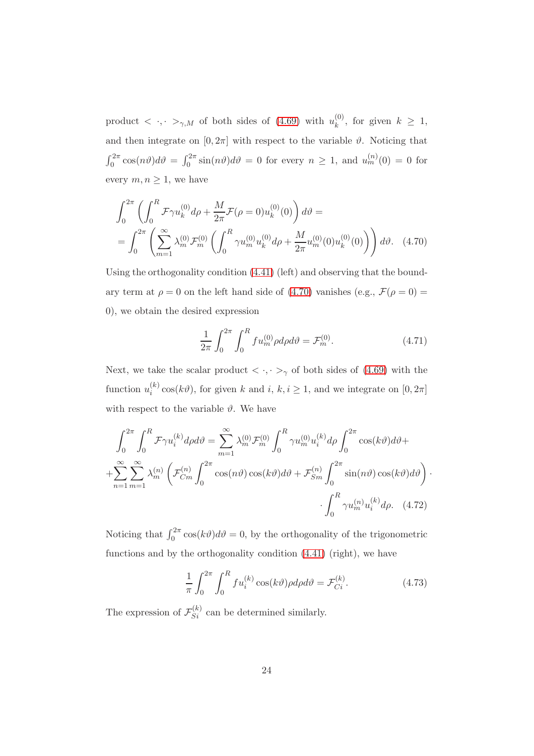product $< \cdot, \cdot >_{\gamma,M}$ of both sides of (4.69) with $u_k^{(0)}$, for given $k \geq 1$, and then integrate on $[0, 2\pi]$ with respect to the variable $\vartheta$. Noticing that $\int_0^{2\pi} \cos(n\vartheta)d\vartheta = \int_0^{2\pi} \sin(n\vartheta)d\vartheta = 0$ for every $n \geq 1$, and $u_m^{(n)}(0) = 0$ for every $m, n \geq 1$, we have

$$\int_0^{2\pi} \left( \int_0^R \mathcal{F}\gamma u_k^{(0)} d\rho + \frac{M}{2\pi}\mathcal{F}(\rho = 0)u_k^{(0)}(0) \right) d\vartheta =$$
$$= \int_0^{2\pi} \left( \sum_{m=1}^{\infty} \lambda_m^{(0)} \mathcal{F}_m^{(0)} \left( \int_0^R \gamma u_m^{(0)} u_k^{(0)} d\rho + \frac{M}{2\pi} u_m^{(0)}(0) u_k^{(0)}(0) \right) \right) d\vartheta. \quad (4.70)$$

Using the orthogonality condition (4.41) (left) and observing that the boundary term at $\rho = 0$ on the left hand side of (4.70) vanishes (e.g., $\mathcal{F}(\rho = 0) = 0$), we obtain the desired expression

$$\frac{1}{2\pi} \int_0^{2\pi} \int_0^R f u_m^{(0)} \rho d\rho d\vartheta = \mathcal{F}_m^{(0)}. \quad (4.71)$$

Next, we take the scalar product $< \cdot, \cdot >_\gamma$ of both sides of (4.69) with the function $u_i^{(k)} \cos(k\vartheta)$, for given $k$ and $i$, $k, i \geq 1$, and we integrate on $[0, 2\pi]$ with respect to the variable $\vartheta$. We have

$$\int_0^{2\pi} \int_0^R \mathcal{F}\gamma u_i^{(k)} d\rho d\vartheta = \sum_{m=1}^{\infty} \lambda_m^{(0)} \mathcal{F}_m^{(0)} \int_0^R \gamma u_m^{(0)} u_i^{(k)} d\rho \int_0^{2\pi} \cos(k\vartheta) d\vartheta +$$
$$+ \sum_{n=1}^{\infty} \sum_{m=1}^{\infty} \lambda_m^{(n)} \left( \mathcal{F}_{Cm}^{(n)} \int_0^{2\pi} \cos(n\vartheta)\cos(k\vartheta) d\vartheta + \mathcal{F}_{Sm}^{(n)} \int_0^{2\pi} \sin(n\vartheta)\cos(k\vartheta) d\vartheta \right) \cdot$$
$$\cdot \int_0^R \gamma u_m^{(n)} u_i^{(k)} d\rho. \quad (4.72)$$

Noticing that $\int_0^{2\pi} \cos(k\vartheta)d\vartheta = 0$, by the orthogonality of the trigonometric functions and by the orthogonality condition (4.41) (right), we have

$$\frac{1}{\pi} \int_0^{2\pi} \int_0^R f u_i^{(k)} \cos(k\vartheta) \rho d\rho d\vartheta = \mathcal{F}_{Ci}^{(k)}. \quad (4.73)$$

The expression of $\mathcal{F}_{Si}^{(k)}$ can be determined similarly.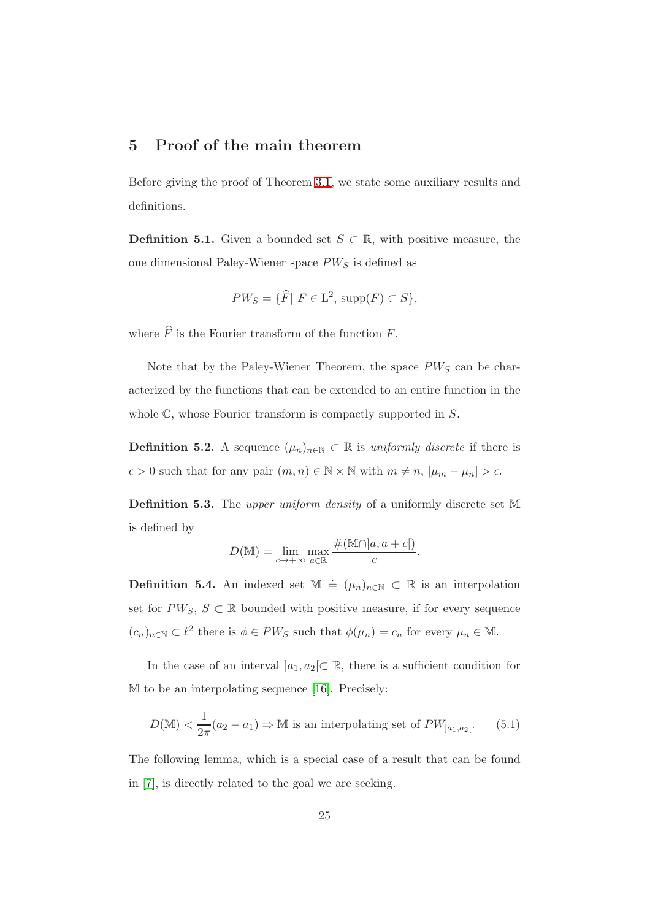## 5 Proof of the main theorem

Before giving the proof of Theorem 3.1, we state some auxiliary results and definitions.

**Definition 5.1.** Given a bounded set $S \subset \mathbb{R}$, with positive measure, the one dimensional Paley-Wiener space $PW_S$ is defined as

$$PW_S = \{\widehat{F} |\ F \in \mathrm{L}^2,\ \mathrm{supp}(F) \subset S\},$$

where $\widehat{F}$ is the Fourier transform of the function $F$.

Note that by the Paley-Wiener Theorem, the space $PW_S$ can be characterized by the functions that can be extended to an entire function in the whole $\mathbb{C}$, whose Fourier transform is compactly supported in $S$.

**Definition 5.2.** A sequence $(\mu_n)_{n\in\mathbb{N}} \subset \mathbb{R}$ is *uniformly discrete* if there is $\epsilon > 0$ such that for any pair $(m, n) \in \mathbb{N} \times \mathbb{N}$ with $m \neq n$, $|\mu_m - \mu_n| > \epsilon$.

**Definition 5.3.** The *upper uniform density* of a uniformly discrete set $\mathbb{M}$ is defined by

$$D(\mathbb{M}) = \lim_{c\to+\infty} \max_{a\in\mathbb{R}} \frac{\#(\mathbb{M} \cap ]a, a + c[)}{c}.$$

**Definition 5.4.** An indexed set $\mathbb{M} \doteq (\mu_n)_{n\in\mathbb{N}} \subset \mathbb{R}$ is an interpolation set for $PW_S$, $S \subset \mathbb{R}$ bounded with positive measure, if for every sequence $(c_n)_{n\in\mathbb{N}} \subset \ell^2$ there is $\phi \in PW_S$ such that $\phi(\mu_n) = c_n$ for every $\mu_n \in \mathbb{M}$.

In the case of an interval $]a_1, a_2[ \subset \mathbb{R}$, there is a sufficient condition for $\mathbb{M}$ to be an interpolating sequence [16]. Precisely:

$$D(\mathbb{M}) < \frac{1}{2\pi}(a_2 - a_1) \Rightarrow \mathbb{M} \text{ is an interpolating set of } PW_{]a_1,a_2[}. \tag{5.1}$$

The following lemma, which is a special case of a result that can be found in [7], is directly related to the goal we are seeking.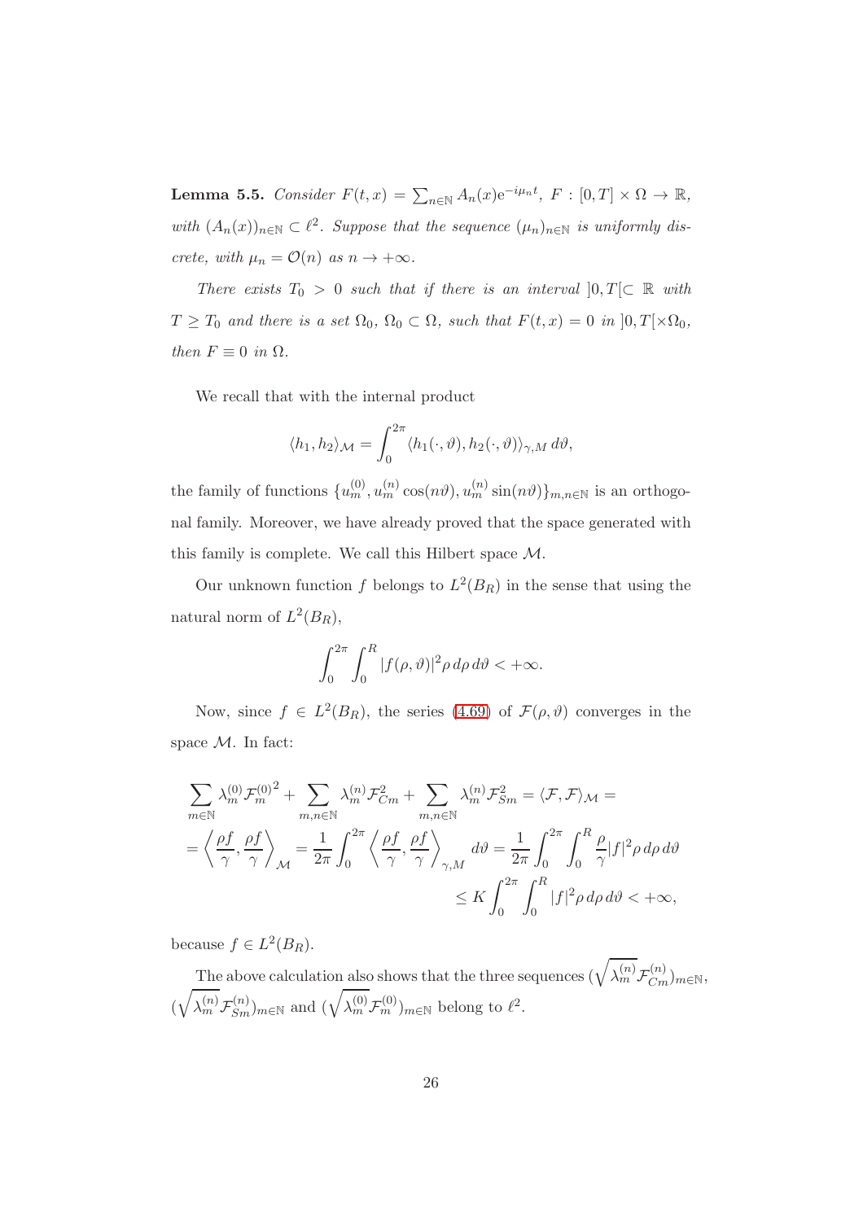**Lemma 5.5.** *Consider $F(t,x) = \sum_{n\in\mathbb{N}} A_n(x)\mathrm{e}^{-i\mu_n t}$, $F : [0,T] \times \Omega \to \mathbb{R}$, with $(A_n(x))_{n\in\mathbb{N}} \subset \ell^2$. Suppose that the sequence $(\mu_n)_{n\in\mathbb{N}}$ is uniformly discrete, with $\mu_n = \mathcal{O}(n)$ as $n \to +\infty$.*

*There exists $T_0 > 0$ such that if there is an interval $]0,T[\subset \mathbb{R}$ with $T \geq T_0$ and there is a set $\Omega_0$, $\Omega_0 \subset \Omega$, such that $F(t,x) = 0$ in $]0,T[\times\Omega_0$, then $F \equiv 0$ in $\Omega$.*

We recall that with the internal product

$$\langle h_1, h_2\rangle_{\mathcal{M}} = \int_0^{2\pi} \langle h_1(\cdot,\vartheta), h_2(\cdot,\vartheta)\rangle_{\gamma,M}\, d\vartheta,$$

the family of functions $\{u_m^{(0)}, u_m^{(n)}\cos(n\vartheta), u_m^{(n)}\sin(n\vartheta)\}_{m,n\in\mathbb{N}}$ is an orthogonal family. Moreover, we have already proved that the space generated with this family is complete. We call this Hilbert space $\mathcal{M}$.

Our unknown function $f$ belongs to $L^2(B_R)$ in the sense that using the natural norm of $L^2(B_R)$,

$$\int_0^{2\pi}\int_0^R |f(\rho,\vartheta)|^2 \rho\, d\rho\, d\vartheta < +\infty.$$

Now, since $f \in L^2(B_R)$, the series (4.69) of $\mathcal{F}(\rho,\vartheta)$ converges in the space $\mathcal{M}$. In fact:

$$\begin{aligned}
&\sum_{m\in\mathbb{N}} \lambda_m^{(0)} {\mathcal{F}_m^{(0)}}^2 + \sum_{m,n\in\mathbb{N}} \lambda_m^{(n)} \mathcal{F}_{Cm}^2 + \sum_{m,n\in\mathbb{N}} \lambda_m^{(n)} \mathcal{F}_{Sm}^2 = \langle \mathcal{F}, \mathcal{F}\rangle_{\mathcal{M}} = \\
&= \left\langle \frac{\rho f}{\gamma}, \frac{\rho f}{\gamma}\right\rangle_{\mathcal{M}} = \frac{1}{2\pi}\int_0^{2\pi} \left\langle \frac{\rho f}{\gamma}, \frac{\rho f}{\gamma}\right\rangle_{\gamma,M} d\vartheta = \frac{1}{2\pi}\int_0^{2\pi}\int_0^R \frac{\rho}{\gamma}|f|^2 \rho\, d\rho\, d\vartheta \\
&\qquad\qquad\qquad\qquad \leq K \int_0^{2\pi}\int_0^R |f|^2 \rho\, d\rho\, d\vartheta < +\infty,
\end{aligned}$$

because $f \in L^2(B_R)$.

The above calculation also shows that the three sequences $(\sqrt{\lambda_m^{(n)}}\mathcal{F}_{Cm}^{(n)})_{m\in\mathbb{N}}$, $(\sqrt{\lambda_m^{(n)}}\mathcal{F}_{Sm}^{(n)})_{m\in\mathbb{N}}$ and $(\sqrt{\lambda_m^{(0)}}\mathcal{F}_m^{(0)})_{m\in\mathbb{N}}$ belong to $\ell^2$.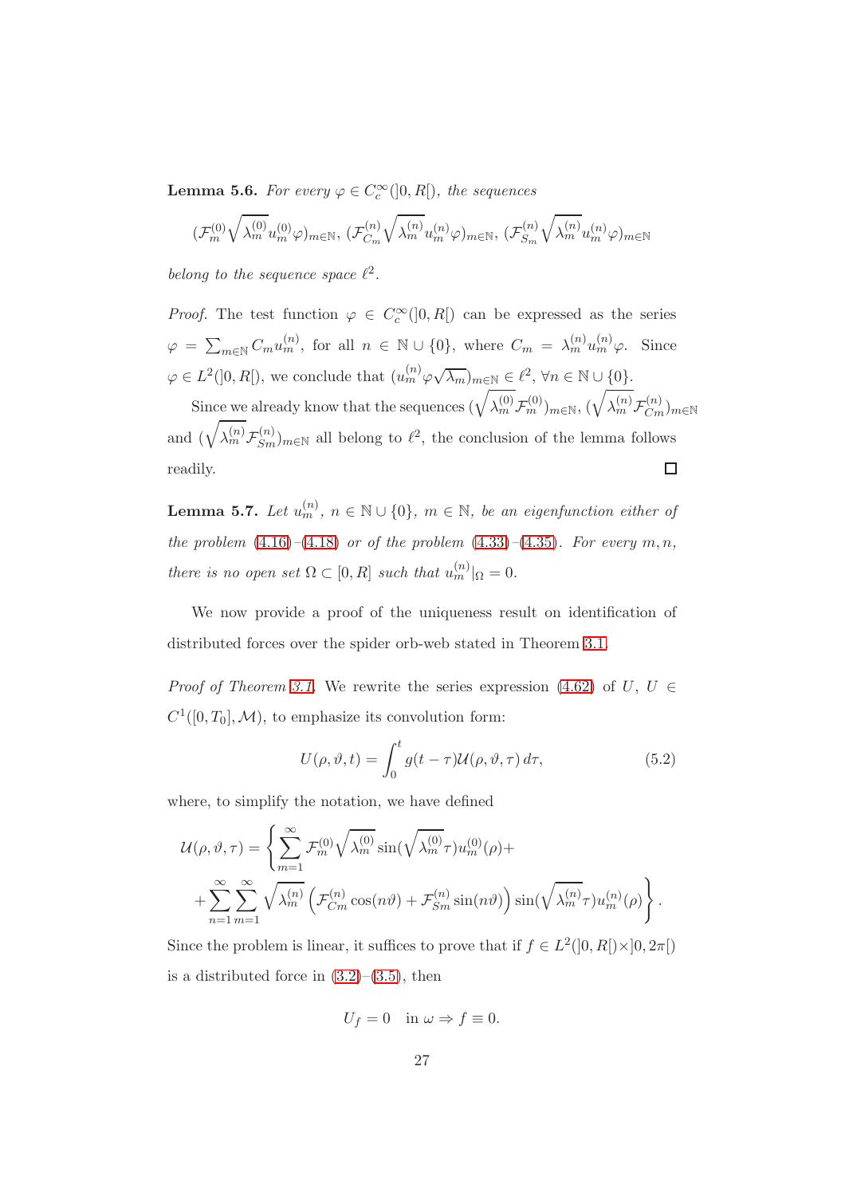**Lemma 5.6.** *For every $\varphi \in C_c^\infty(]0,R[)$, the sequences*

$$(\mathcal{F}_m^{(0)}\sqrt{\lambda_m^{(0)}}u_m^{(0)}\varphi)_{m\in\mathbb{N}},\ (\mathcal{F}_{C_m}^{(n)}\sqrt{\lambda_m^{(n)}}u_m^{(n)}\varphi)_{m\in\mathbb{N}},\ (\mathcal{F}_{S_m}^{(n)}\sqrt{\lambda_m^{(n)}}u_m^{(n)}\varphi)_{m\in\mathbb{N}}$$

*belong to the sequence space $\ell^2$.*

*Proof.* The test function $\varphi \in C_c^\infty(]0,R[)$ can be expressed as the series $\varphi = \sum_{m\in\mathbb{N}} C_m u_m^{(n)}$, for all $n \in \mathbb{N}\cup\{0\}$, where $C_m = \lambda_m^{(n)}u_m^{(n)}\varphi$. Since $\varphi \in L^2(]0,R[)$, we conclude that $(u_m^{(n)}\varphi\sqrt{\lambda_m})_{m\in\mathbb{N}} \in \ell^2$, $\forall n \in \mathbb{N}\cup\{0\}$.

Since we already know that the sequences $(\sqrt{\lambda_m^{(0)}}\mathcal{F}_m^{(0)})_{m\in\mathbb{N}}$, $(\sqrt{\lambda_m^{(n)}}\mathcal{F}_{Cm}^{(n)})_{m\in\mathbb{N}}$ and $(\sqrt{\lambda_m^{(n)}}\mathcal{F}_{Sm}^{(n)})_{m\in\mathbb{N}}$ all belong to $\ell^2$, the conclusion of the lemma follows readily. □

**Lemma 5.7.** *Let $u_m^{(n)}$, $n \in \mathbb{N}\cup\{0\}$, $m \in \mathbb{N}$, be an eigenfunction either of the problem (4.16)–(4.18) or of the problem (4.33)–(4.35). For every $m,n$, there is no open set $\Omega \subset [0,R]$ such that $u_m^{(n)}|_\Omega = 0$.*

We now provide a proof of the uniqueness result on identification of distributed forces over the spider orb-web stated in Theorem 3.1.

*Proof of Theorem 3.1.* We rewrite the series expression (4.62) of $U$, $U \in C^1([0,T_0],\mathcal{M})$, to emphasize its convolution form:

$$U(\rho,\vartheta,t) = \int_0^t g(t-\tau)\mathcal{U}(\rho,\vartheta,\tau)\,d\tau, \tag{5.2}$$

where, to simplify the notation, we have defined

$$\mathcal{U}(\rho,\vartheta,\tau) = \Bigg\{\sum_{m=1}^{\infty}\mathcal{F}_m^{(0)}\sqrt{\lambda_m^{(0)}}\sin(\sqrt{\lambda_m^{(0)}}\tau)u_m^{(0)}(\rho)+ \\ +\sum_{n=1}^{\infty}\sum_{m=1}^{\infty}\sqrt{\lambda_m^{(n)}}\left(\mathcal{F}_{Cm}^{(n)}\cos(n\vartheta)+\mathcal{F}_{Sm}^{(n)}\sin(n\vartheta)\right)\sin(\sqrt{\lambda_m^{(n)}}\tau)u_m^{(n)}(\rho)\Bigg\}.$$

Since the problem is linear, it suffices to prove that if $f \in L^2(]0,R[\times]0,2\pi[)$ is a distributed force in (3.2)–(3.5), then

$$U_f = 0 \quad \text{in } \omega \Rightarrow f \equiv 0.$$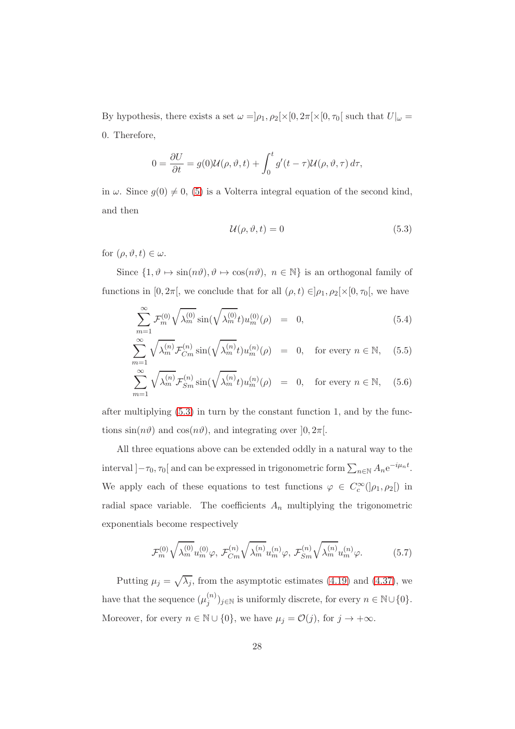By hypothesis, there exists a set $\omega = ]\rho_1, \rho_2[ \times [0, 2\pi[ \times [0, \tau_0[$ such that $U|_\omega = 0$. Therefore,

$$0 = \frac{\partial U}{\partial t} = g(0)\mathcal{U}(\rho, \vartheta, t) + \int_0^t g'(t-\tau)\mathcal{U}(\rho, \vartheta, \tau)\, d\tau,$$

in $\omega$. Since $g(0) \neq 0$, (5) is a Volterra integral equation of the second kind, and then

$$\mathcal{U}(\rho, \vartheta, t) = 0 \tag{5.3}$$

for $(\rho, \vartheta, t) \in \omega$.

Since $\{1, \vartheta \mapsto \sin(n\vartheta), \vartheta \mapsto \cos(n\vartheta),\ n \in \mathbb{N}\}$ is an orthogonal family of functions in $[0, 2\pi[$, we conclude that for all $(\rho, t) \in ]\rho_1, \rho_2[ \times [0, \tau_0[$, we have

$$\sum_{m=1}^{\infty} \mathcal{F}_m^{(0)} \sqrt{\lambda_m^{(0)}} \sin(\sqrt{\lambda_m^{(0)}} t) u_m^{(0)}(\rho) = 0, \tag{5.4}$$

$$\sum_{m=1}^{\infty} \sqrt{\lambda_m^{(n)}} \mathcal{F}_{Cm}^{(n)} \sin(\sqrt{\lambda_m^{(n)}} t) u_m^{(n)}(\rho) = 0, \quad \text{for every } n \in \mathbb{N}, \tag{5.5}$$

$$\sum_{m=1}^{\infty} \sqrt{\lambda_m^{(n)}} \mathcal{F}_{Sm}^{(n)} \sin(\sqrt{\lambda_m^{(n)}} t) u_m^{(n)}(\rho) = 0, \quad \text{for every } n \in \mathbb{N}, \tag{5.6}$$

after multiplying (5.3) in turn by the constant function 1, and by the functions $\sin(n\vartheta)$ and $\cos(n\vartheta)$, and integrating over $]0, 2\pi[$.

All three equations above can be extended oddly in a natural way to the interval $]-\tau_0, \tau_0[$ and can be expressed in trigonometric form $\sum_{n\in\mathbb{N}} A_n \mathrm{e}^{-i\mu_n t}$. We apply each of these equations to test functions $\varphi \in C_c^\infty(]\rho_1, \rho_2[)$ in radial space variable. The coefficients $A_n$ multiplying the trigonometric exponentials become respectively

$$\mathcal{F}_m^{(0)} \sqrt{\lambda_m^{(0)}} u_m^{(0)} \varphi,\ \mathcal{F}_{Cm}^{(n)} \sqrt{\lambda_m^{(n)}} u_m^{(n)} \varphi,\ \mathcal{F}_{Sm}^{(n)} \sqrt{\lambda_m^{(n)}} u_m^{(n)} \varphi. \tag{5.7}$$

Putting $\mu_j = \sqrt{\lambda_j}$, from the asymptotic estimates (4.19) and (4.37), we have that the sequence $(\mu_j^{(n)})_{j\in\mathbb{N}}$ is uniformly discrete, for every $n \in \mathbb{N} \cup \{0\}$. Moreover, for every $n \in \mathbb{N} \cup \{0\}$, we have $\mu_j = \mathcal{O}(j)$, for $j \to +\infty$.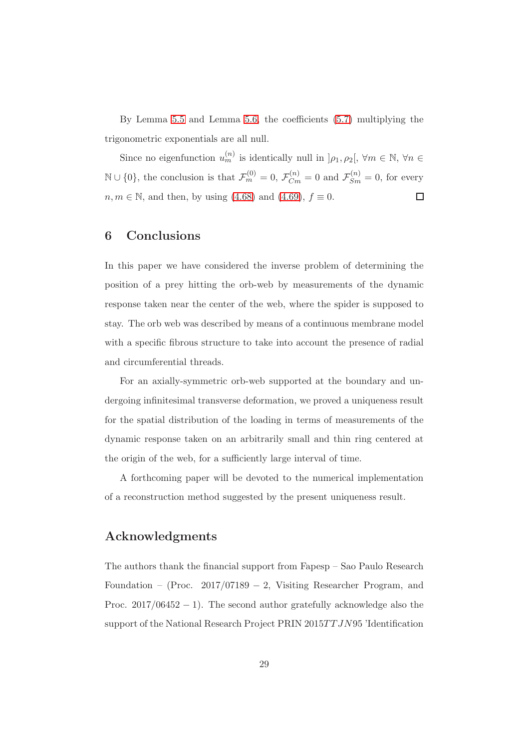By Lemma 5.5 and Lemma 5.6, the coefficients (5.7) multiplying the trigonometric exponentials are all null.

Since no eigenfunction $u_m^{(n)}$ is identically null in $]\rho_1, \rho_2[$, $\forall m \in \mathbb{N}$, $\forall n \in \mathbb{N} \cup \{0\}$, the conclusion is that $\mathcal{F}_m^{(0)} = 0$, $\mathcal{F}_{Cm}^{(n)} = 0$ and $\mathcal{F}_{Sm}^{(n)} = 0$, for every $n, m \in \mathbb{N}$, and then, by using (4.68) and (4.69), $f \equiv 0$. □

## 6 Conclusions

In this paper we have considered the inverse problem of determining the position of a prey hitting the orb-web by measurements of the dynamic response taken near the center of the web, where the spider is supposed to stay. The orb web was described by means of a continuous membrane model with a specific fibrous structure to take into account the presence of radial and circumferential threads.

For an axially-symmetric orb-web supported at the boundary and undergoing infinitesimal transverse deformation, we proved a uniqueness result for the spatial distribution of the loading in terms of measurements of the dynamic response taken on an arbitrarily small and thin ring centered at the origin of the web, for a sufficiently large interval of time.

A forthcoming paper will be devoted to the numerical implementation of a reconstruction method suggested by the present uniqueness result.

## Acknowledgments

The authors thank the financial support from Fapesp – Sao Paulo Research Foundation – (Proc. $2017/07189 - 2$, Visiting Researcher Program, and Proc. $2017/06452 - 1$). The second author gratefully acknowledge also the support of the National Research Project PRIN $2015TTJN95$ 'Identification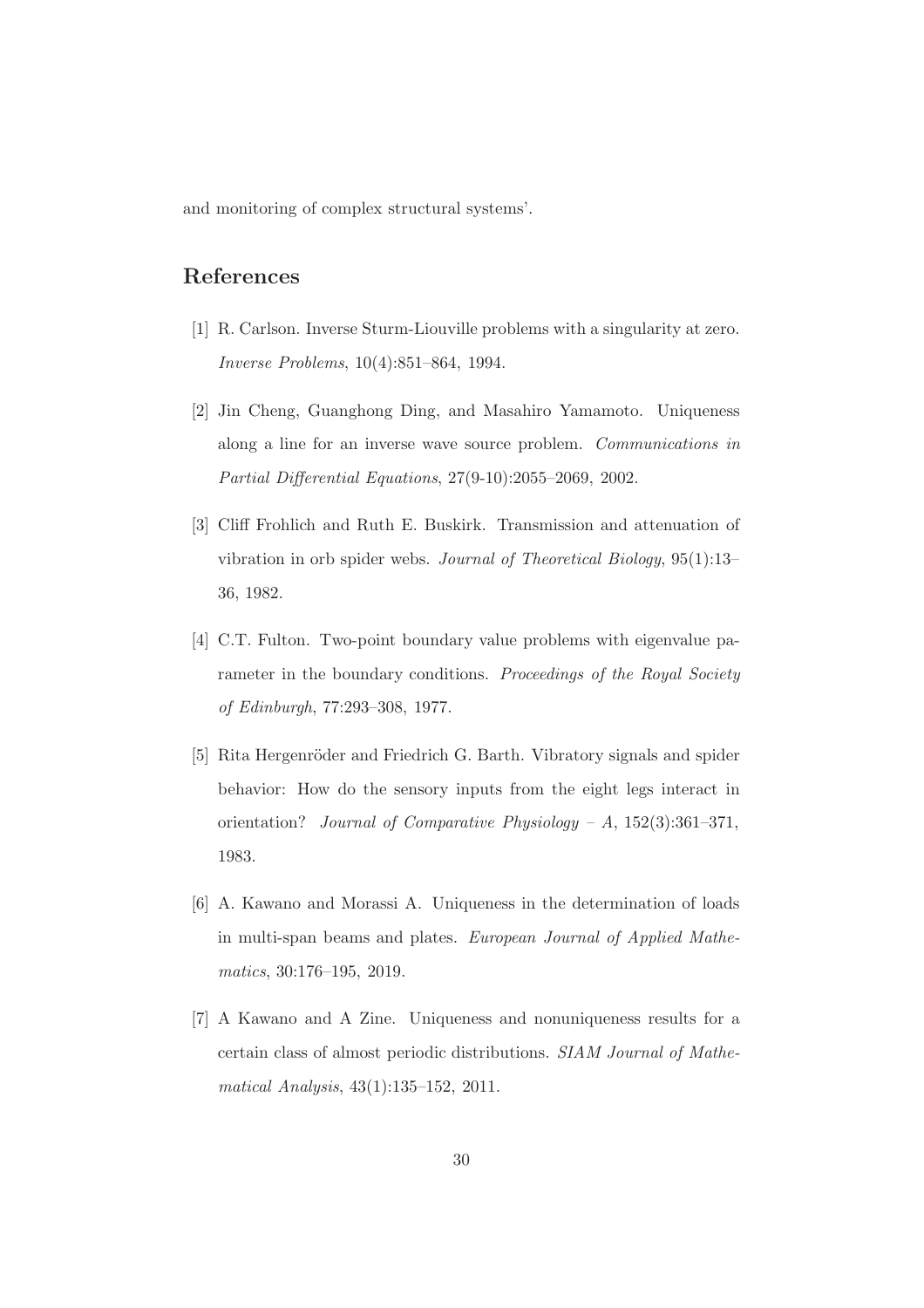and monitoring of complex structural systems'.

## References

[1] R. Carlson. Inverse Sturm-Liouville problems with a singularity at zero. *Inverse Problems*, 10(4):851–864, 1994.

[2] Jin Cheng, Guanghong Ding, and Masahiro Yamamoto. Uniqueness along a line for an inverse wave source problem. *Communications in Partial Differential Equations*, 27(9-10):2055–2069, 2002.

[3] Cliff Frohlich and Ruth E. Buskirk. Transmission and attenuation of vibration in orb spider webs. *Journal of Theoretical Biology*, 95(1):13–36, 1982.

[4] C.T. Fulton. Two-point boundary value problems with eigenvalue parameter in the boundary conditions. *Proceedings of the Royal Society of Edinburgh*, 77:293–308, 1977.

[5] Rita Hergenröder and Friedrich G. Barth. Vibratory signals and spider behavior: How do the sensory inputs from the eight legs interact in orientation? *Journal of Comparative Physiology – A*, 152(3):361–371, 1983.

[6] A. Kawano and Morassi A. Uniqueness in the determination of loads in multi-span beams and plates. *European Journal of Applied Mathematics*, 30:176–195, 2019.

[7] A Kawano and A Zine. Uniqueness and nonuniqueness results for a certain class of almost periodic distributions. *SIAM Journal of Mathematical Analysis*, 43(1):135–152, 2011.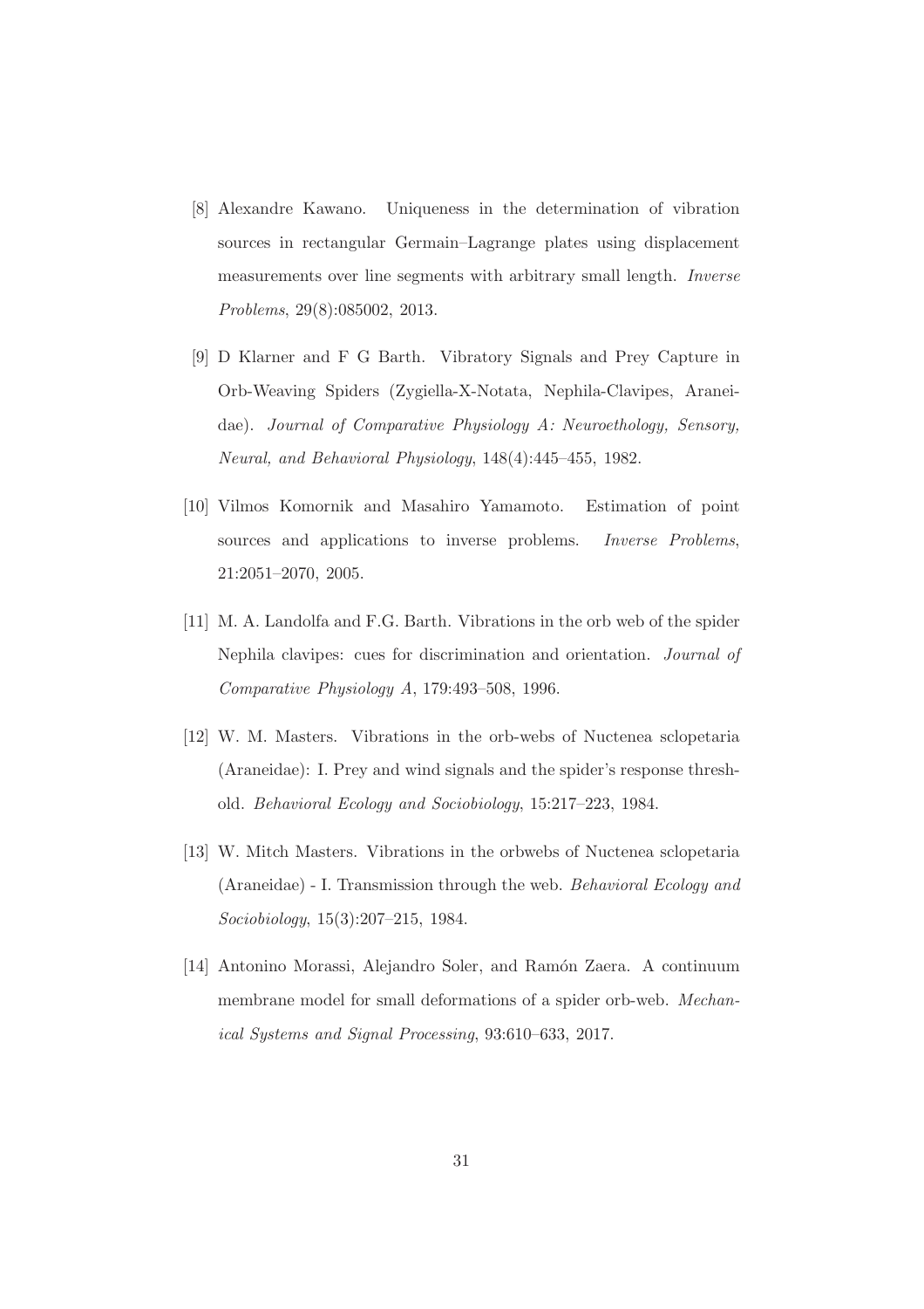[8] Alexandre Kawano. Uniqueness in the determination of vibration sources in rectangular Germain–Lagrange plates using displacement measurements over line segments with arbitrary small length. *Inverse Problems*, 29(8):085002, 2013.

[9] D Klarner and F G Barth. Vibratory Signals and Prey Capture in Orb-Weaving Spiders (Zygiella-X-Notata, Nephila-Clavipes, Araneidae). *Journal of Comparative Physiology A: Neuroethology, Sensory, Neural, and Behavioral Physiology*, 148(4):445–455, 1982.

[10] Vilmos Komornik and Masahiro Yamamoto. Estimation of point sources and applications to inverse problems. *Inverse Problems*, 21:2051–2070, 2005.

[11] M. A. Landolfa and F.G. Barth. Vibrations in the orb web of the spider Nephila clavipes: cues for discrimination and orientation. *Journal of Comparative Physiology A*, 179:493–508, 1996.

[12] W. M. Masters. Vibrations in the orb-webs of Nuctenea sclopetaria (Araneidae): I. Prey and wind signals and the spider's response threshold. *Behavioral Ecology and Sociobiology*, 15:217–223, 1984.

[13] W. Mitch Masters. Vibrations in the orbwebs of Nuctenea sclopetaria (Araneidae) - I. Transmission through the web. *Behavioral Ecology and Sociobiology*, 15(3):207–215, 1984.

[14] Antonino Morassi, Alejandro Soler, and Ramón Zaera. A continuum membrane model for small deformations of a spider orb-web. *Mechanical Systems and Signal Processing*, 93:610–633, 2017.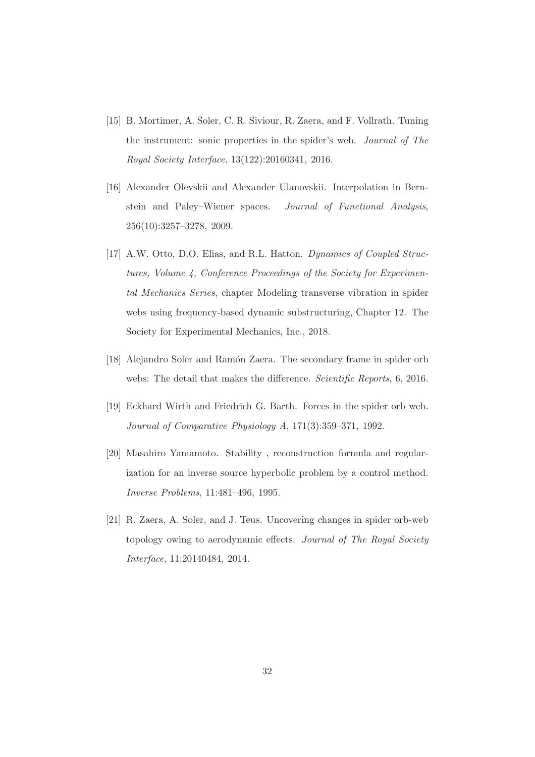[15] B. Mortimer, A. Soler, C. R. Siviour, R. Zaera, and F. Vollrath. Tuning the instrument: sonic properties in the spider's web. *Journal of The Royal Society Interface*, 13(122):20160341, 2016.

[16] Alexander Olevskii and Alexander Ulanovskii. Interpolation in Bernstein and Paley–Wiener spaces. *Journal of Functional Analysis*, 256(10):3257–3278, 2009.

[17] A.W. Otto, D.O. Elias, and R.L. Hatton. *Dynamics of Coupled Structures, Volume 4, Conference Proceedings of the Society for Experimental Mechanics Series*, chapter Modeling transverse vibration in spider webs using frequency-based dynamic substructuring, Chapter 12. The Society for Experimental Mechanics, Inc., 2018.

[18] Alejandro Soler and Ramón Zaera. The secondary frame in spider orb webs: The detail that makes the difference. *Scientific Reports*, 6, 2016.

[19] Eckhard Wirth and Friedrich G. Barth. Forces in the spider orb web. *Journal of Comparative Physiology A*, 171(3):359–371, 1992.

[20] Masahiro Yamamoto. Stability , reconstruction formula and regularization for an inverse source hyperbolic problem by a control method. *Inverse Problems*, 11:481–496, 1995.

[21] R. Zaera, A. Soler, and J. Teus. Uncovering changes in spider orb-web topology owing to aerodynamic effects. *Journal of The Royal Society Interface*, 11:20140484, 2014.